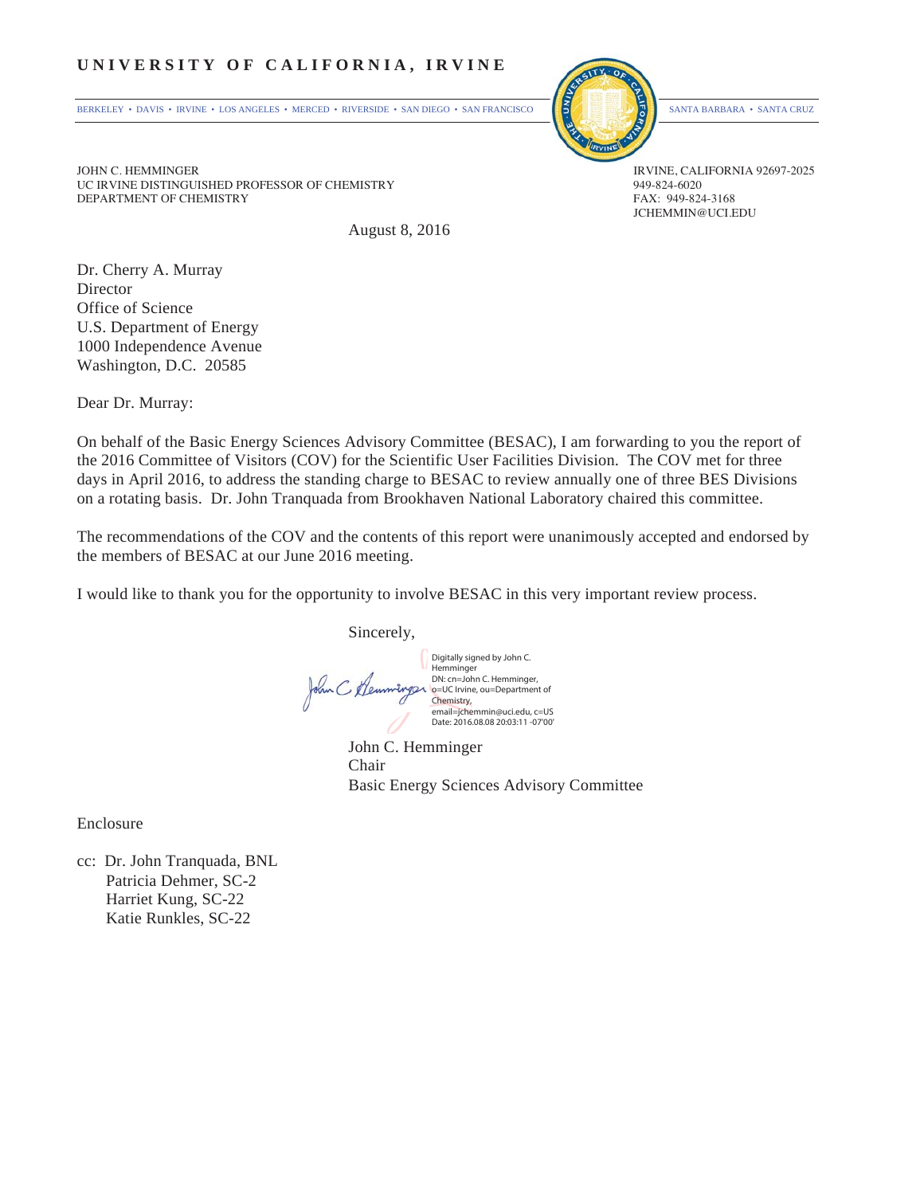**UNIVERSITY OF CALIFORNIA, IRVINE**

BERKELEY • DAVIS • IRVINE • LOS ANGELES • MERCED • RIVERSIDE • SAN DIEGO • SAN FRANCISCO SANTA BARBARA • SANTA CRUZ

JOHN C. HEMMINGER
UC IRVINE DISTINGUISHED PROFESSOR OF CHEMISTRY
DEPARTMENT OF CHEMISTRY

IRVINE, CALIFORNIA 92697-2025
949-824-6020
FAX: 949-824-3168
JCHEMMIN@UCI.EDU

August 8, 2016

Dr. Cherry A. Murray
Director
Office of Science
U.S. Department of Energy
1000 Independence Avenue
Washington, D.C. 20585

Dear Dr. Murray:

On behalf of the Basic Energy Sciences Advisory Committee (BESAC), I am forwarding to you the report of the 2016 Committee of Visitors (COV) for the Scientific User Facilities Division. The COV met for three days in April 2016, to address the standing charge to BESAC to review annually one of three BES Divisions on a rotating basis. Dr. John Tranquada from Brookhaven National Laboratory chaired this committee.

The recommendations of the COV and the contents of this report were unanimously accepted and endorsed by the members of BESAC at our June 2016 meeting.

I would like to thank you for the opportunity to involve BESAC in this very important review process.

Sincerely,

Digitally signed by John C. Hemminger
DN: cn=John C. Hemminger, o=UC Irvine, ou=Department of Chemistry, email=jchemmin@uci.edu, c=US
Date: 2016.08.08 20:03:11 -07'00'

John C. Hemminger
Chair
Basic Energy Sciences Advisory Committee

Enclosure

cc: Dr. John Tranquada, BNL
Patricia Dehmer, SC-2
Harriet Kung, SC-22
Katie Runkles, SC-22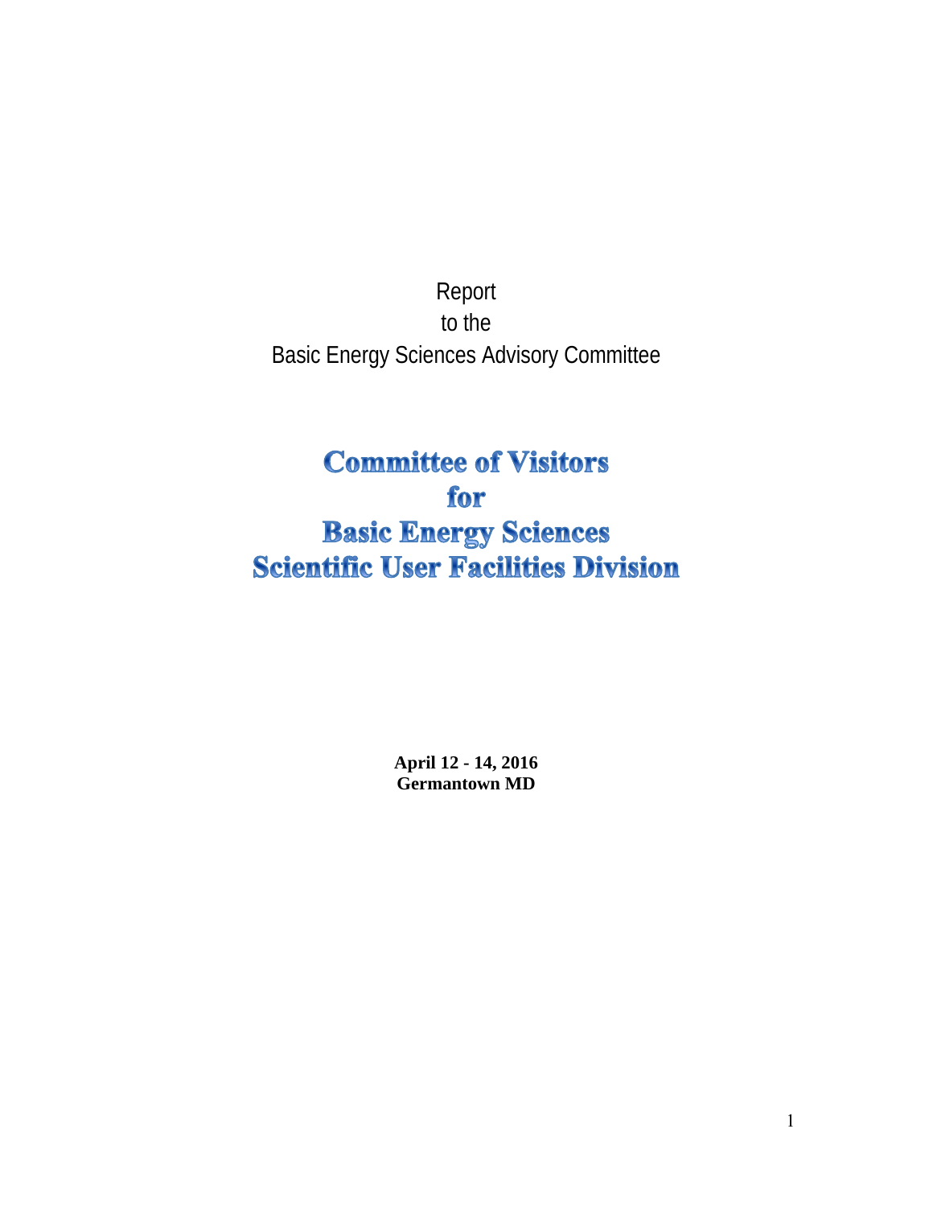Report

to the

Basic Energy Sciences Advisory Committee

# Committee of Visitors

# for

# Basic Energy Sciences

# Scientific User Facilities Division

**April 12 - 14, 2016**
**Germantown MD**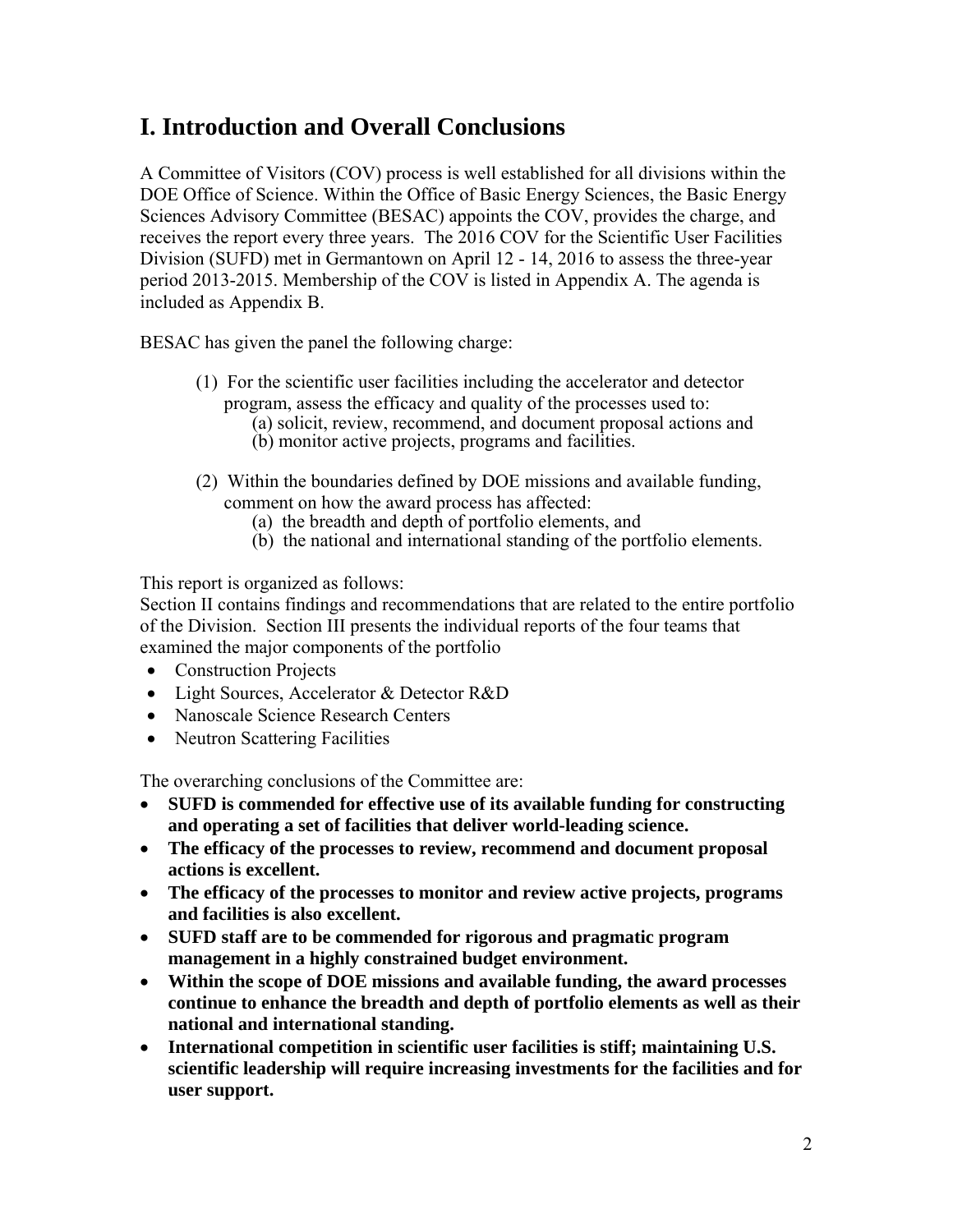# I. Introduction and Overall Conclusions

A Committee of Visitors (COV) process is well established for all divisions within the DOE Office of Science. Within the Office of Basic Energy Sciences, the Basic Energy Sciences Advisory Committee (BESAC) appoints the COV, provides the charge, and receives the report every three years. The 2016 COV for the Scientific User Facilities Division (SUFD) met in Germantown on April 12 - 14, 2016 to assess the three-year period 2013-2015. Membership of the COV is listed in Appendix A. The agenda is included as Appendix B.

BESAC has given the panel the following charge:

(1) For the scientific user facilities including the accelerator and detector program, assess the efficacy and quality of the processes used to:
   (a) solicit, review, recommend, and document proposal actions and
   (b) monitor active projects, programs and facilities.

(2) Within the boundaries defined by DOE missions and available funding, comment on how the award process has affected:
   (a) the breadth and depth of portfolio elements, and
   (b) the national and international standing of the portfolio elements.

This report is organized as follows:
Section II contains findings and recommendations that are related to the entire portfolio of the Division. Section III presents the individual reports of the four teams that examined the major components of the portfolio

- Construction Projects
- Light Sources, Accelerator & Detector R&D
- Nanoscale Science Research Centers
- Neutron Scattering Facilities

The overarching conclusions of the Committee are:

- **SUFD is commended for effective use of its available funding for constructing and operating a set of facilities that deliver world-leading science.**
- **The efficacy of the processes to review, recommend and document proposal actions is excellent.**
- **The efficacy of the processes to monitor and review active projects, programs and facilities is also excellent.**
- **SUFD staff are to be commended for rigorous and pragmatic program management in a highly constrained budget environment.**
- **Within the scope of DOE missions and available funding, the award processes continue to enhance the breadth and depth of portfolio elements as well as their national and international standing.**
- **International competition in scientific user facilities is stiff; maintaining U.S. scientific leadership will require increasing investments for the facilities and for user support.**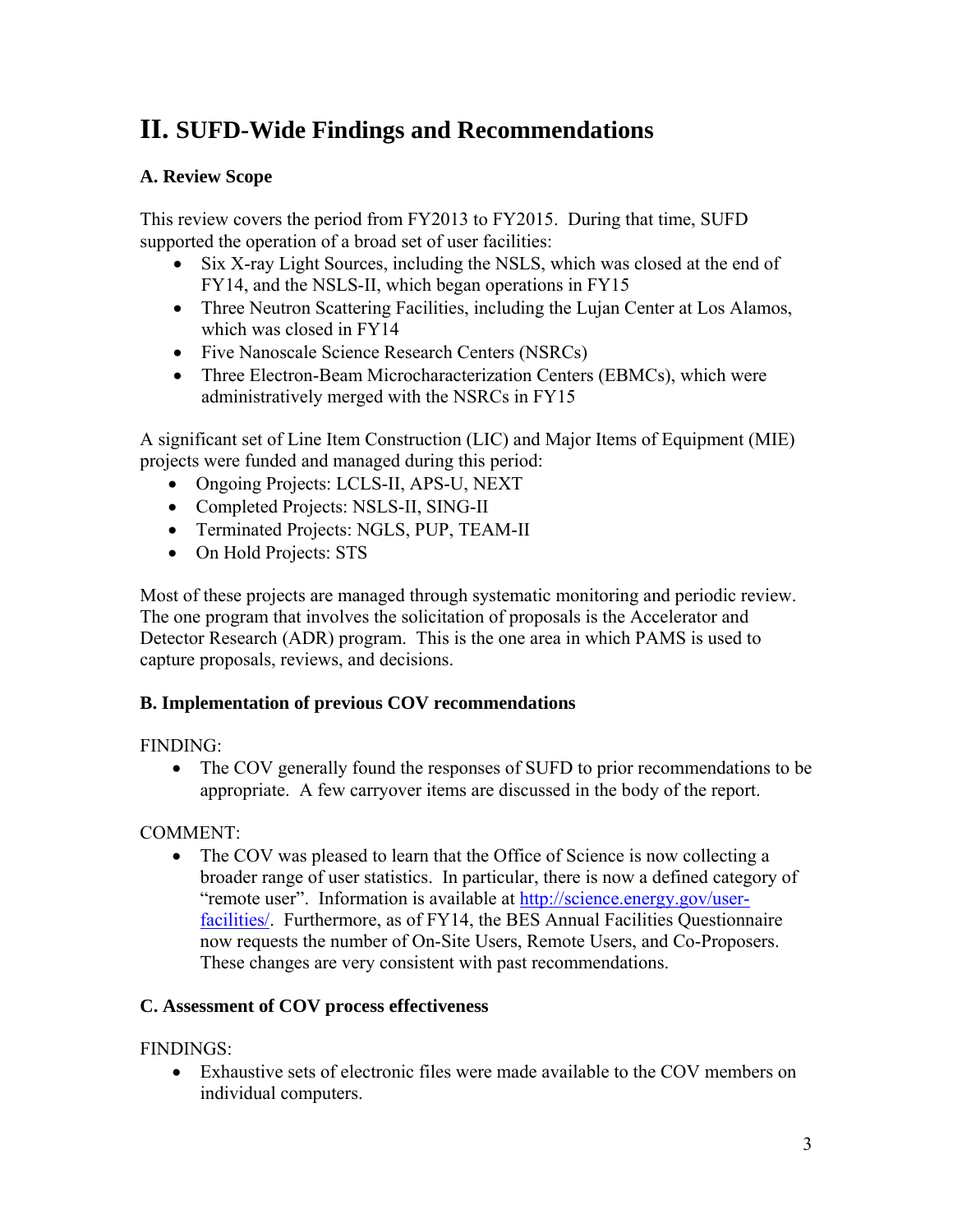# II. SUFD-Wide Findings and Recommendations

### A. Review Scope

This review covers the period from FY2013 to FY2015. During that time, SUFD supported the operation of a broad set of user facilities:

- Six X-ray Light Sources, including the NSLS, which was closed at the end of FY14, and the NSLS-II, which began operations in FY15
- Three Neutron Scattering Facilities, including the Lujan Center at Los Alamos, which was closed in FY14
- Five Nanoscale Science Research Centers (NSRCs)
- Three Electron-Beam Microcharacterization Centers (EBMCs), which were administratively merged with the NSRCs in FY15

A significant set of Line Item Construction (LIC) and Major Items of Equipment (MIE) projects were funded and managed during this period:

- Ongoing Projects: LCLS-II, APS-U, NEXT
- Completed Projects: NSLS-II, SING-II
- Terminated Projects: NGLS, PUP, TEAM-II
- On Hold Projects: STS

Most of these projects are managed through systematic monitoring and periodic review. The one program that involves the solicitation of proposals is the Accelerator and Detector Research (ADR) program. This is the one area in which PAMS is used to capture proposals, reviews, and decisions.

### B. Implementation of previous COV recommendations

FINDING:

- The COV generally found the responses of SUFD to prior recommendations to be appropriate. A few carryover items are discussed in the body of the report.

COMMENT:

- The COV was pleased to learn that the Office of Science is now collecting a broader range of user statistics. In particular, there is now a defined category of "remote user". Information is available at [http://science.energy.gov/user-facilities/](http://science.energy.gov/user-facilities/). Furthermore, as of FY14, the BES Annual Facilities Questionnaire now requests the number of On-Site Users, Remote Users, and Co-Proposers. These changes are very consistent with past recommendations.

### C. Assessment of COV process effectiveness

FINDINGS:

- Exhaustive sets of electronic files were made available to the COV members on individual computers.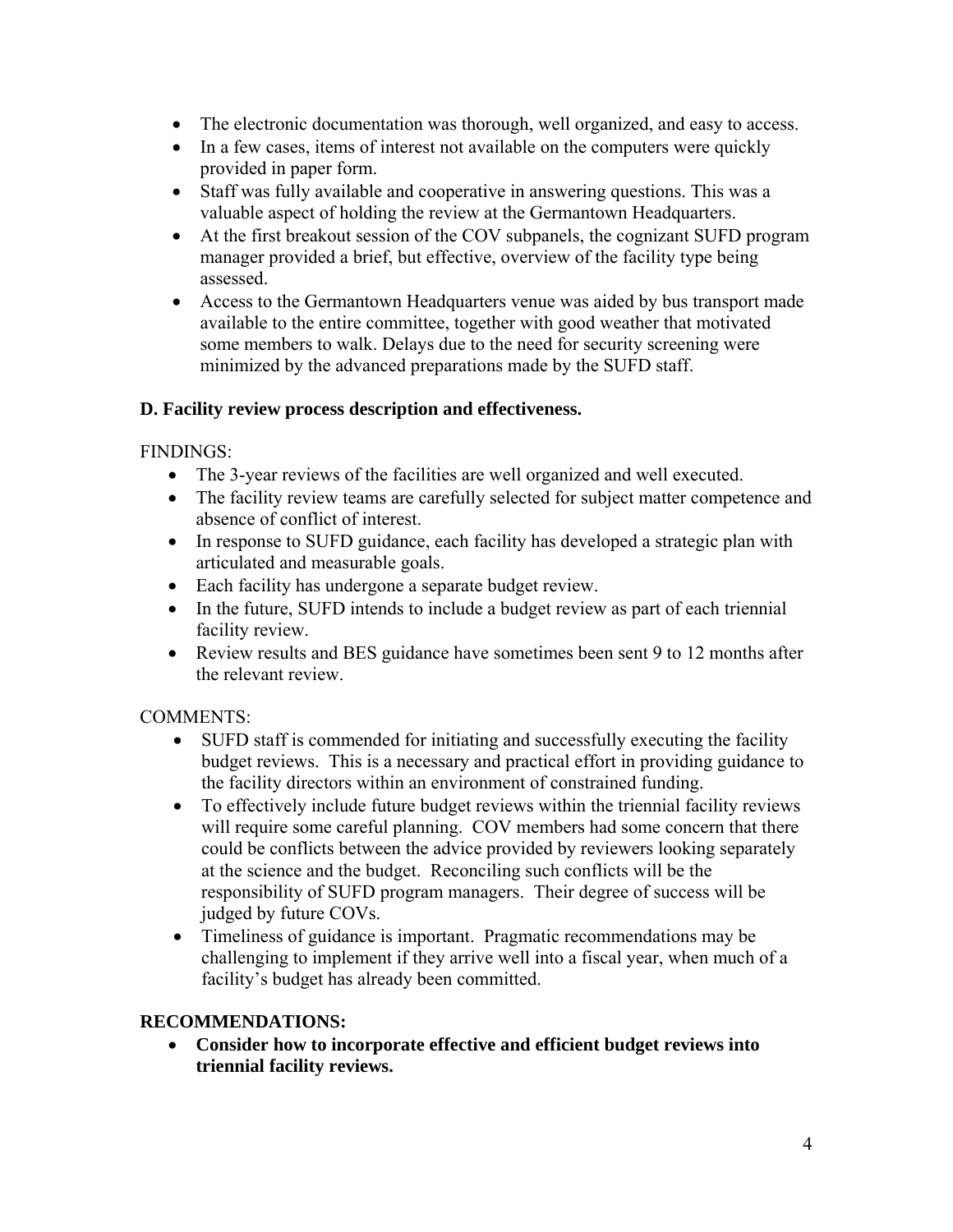- The electronic documentation was thorough, well organized, and easy to access.
- In a few cases, items of interest not available on the computers were quickly provided in paper form.
- Staff was fully available and cooperative in answering questions. This was a valuable aspect of holding the review at the Germantown Headquarters.
- At the first breakout session of the COV subpanels, the cognizant SUFD program manager provided a brief, but effective, overview of the facility type being assessed.
- Access to the Germantown Headquarters venue was aided by bus transport made available to the entire committee, together with good weather that motivated some members to walk. Delays due to the need for security screening were minimized by the advanced preparations made by the SUFD staff.

**D. Facility review process description and effectiveness.**

FINDINGS:

- The 3-year reviews of the facilities are well organized and well executed.
- The facility review teams are carefully selected for subject matter competence and absence of conflict of interest.
- In response to SUFD guidance, each facility has developed a strategic plan with articulated and measurable goals.
- Each facility has undergone a separate budget review.
- In the future, SUFD intends to include a budget review as part of each triennial facility review.
- Review results and BES guidance have sometimes been sent 9 to 12 months after the relevant review.

COMMENTS:

- SUFD staff is commended for initiating and successfully executing the facility budget reviews. This is a necessary and practical effort in providing guidance to the facility directors within an environment of constrained funding.
- To effectively include future budget reviews within the triennial facility reviews will require some careful planning. COV members had some concern that there could be conflicts between the advice provided by reviewers looking separately at the science and the budget. Reconciling such conflicts will be the responsibility of SUFD program managers. Their degree of success will be judged by future COVs.
- Timeliness of guidance is important. Pragmatic recommendations may be challenging to implement if they arrive well into a fiscal year, when much of a facility's budget has already been committed.

**RECOMMENDATIONS:**

- **Consider how to incorporate effective and efficient budget reviews into triennial facility reviews.**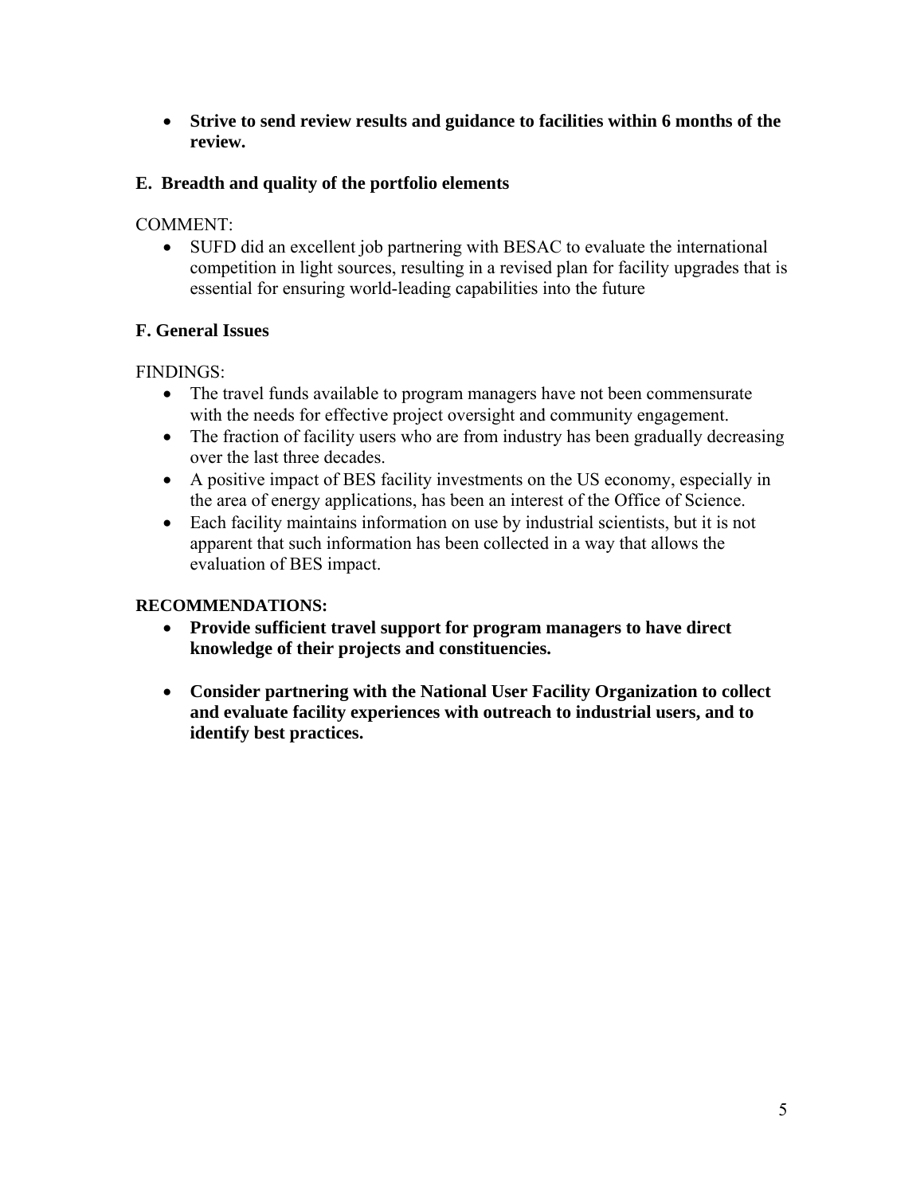- **Strive to send review results and guidance to facilities within 6 months of the review.**

### E. Breadth and quality of the portfolio elements

COMMENT:

- SUFD did an excellent job partnering with BESAC to evaluate the international competition in light sources, resulting in a revised plan for facility upgrades that is essential for ensuring world-leading capabilities into the future

### F. General Issues

FINDINGS:

- The travel funds available to program managers have not been commensurate with the needs for effective project oversight and community engagement.
- The fraction of facility users who are from industry has been gradually decreasing over the last three decades.
- A positive impact of BES facility investments on the US economy, especially in the area of energy applications, has been an interest of the Office of Science.
- Each facility maintains information on use by industrial scientists, but it is not apparent that such information has been collected in a way that allows the evaluation of BES impact.

**RECOMMENDATIONS:**

- **Provide sufficient travel support for program managers to have direct knowledge of their projects and constituencies.**

- **Consider partnering with the National User Facility Organization to collect and evaluate facility experiences with outreach to industrial users, and to identify best practices.**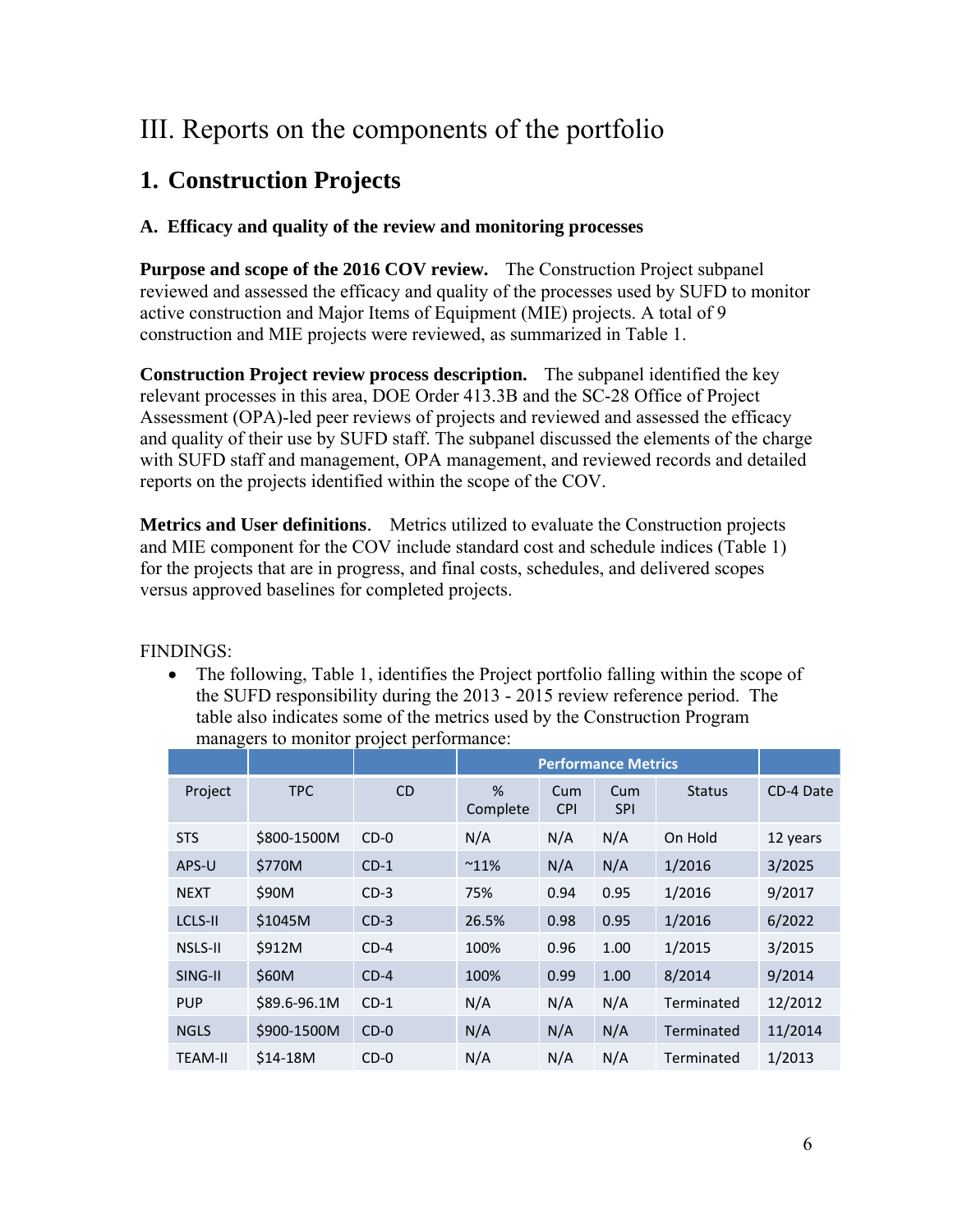# III. Reports on the components of the portfolio

## 1. Construction Projects

### A. Efficacy and quality of the review and monitoring processes

**Purpose and scope of the 2016 COV review.** The Construction Project subpanel reviewed and assessed the efficacy and quality of the processes used by SUFD to monitor active construction and Major Items of Equipment (MIE) projects. A total of 9 construction and MIE projects were reviewed, as summarized in Table 1.

**Construction Project review process description.** The subpanel identified the key relevant processes in this area, DOE Order 413.3B and the SC-28 Office of Project Assessment (OPA)-led peer reviews of projects and reviewed and assessed the efficacy and quality of their use by SUFD staff. The subpanel discussed the elements of the charge with SUFD staff and management, OPA management, and reviewed records and detailed reports on the projects identified within the scope of the COV.

**Metrics and User definitions**. Metrics utilized to evaluate the Construction projects and MIE component for the COV include standard cost and schedule indices (Table 1) for the projects that are in progress, and final costs, schedules, and delivered scopes versus approved baselines for completed projects.

FINDINGS:

- The following, Table 1, identifies the Project portfolio falling within the scope of the SUFD responsibility during the 2013 - 2015 review reference period. The table also indicates some of the metrics used by the Construction Program managers to monitor project performance:

| | | | Performance Metrics | | | | |
|---|---|---|---|---|---|---|---|
| Project | TPC | CD | % Complete | Cum CPI | Cum SPI | Status | CD-4 Date |
| STS | $800-1500M | CD-0 | N/A | N/A | N/A | On Hold | 12 years |
| APS-U | $770M | CD-1 | ~11% | N/A | N/A | 1/2016 | 3/2025 |
| NEXT | $90M | CD-3 | 75% | 0.94 | 0.95 | 1/2016 | 9/2017 |
| LCLS-II | $1045M | CD-3 | 26.5% | 0.98 | 0.95 | 1/2016 | 6/2022 |
| NSLS-II | $912M | CD-4 | 100% | 0.96 | 1.00 | 1/2015 | 3/2015 |
| SING-II | $60M | CD-4 | 100% | 0.99 | 1.00 | 8/2014 | 9/2014 |
| PUP | $89.6-96.1M | CD-1 | N/A | N/A | N/A | Terminated | 12/2012 |
| NGLS | $900-1500M | CD-0 | N/A | N/A | N/A | Terminated | 11/2014 |
| TEAM-II | $14-18M | CD-0 | N/A | N/A | N/A | Terminated | 1/2013 |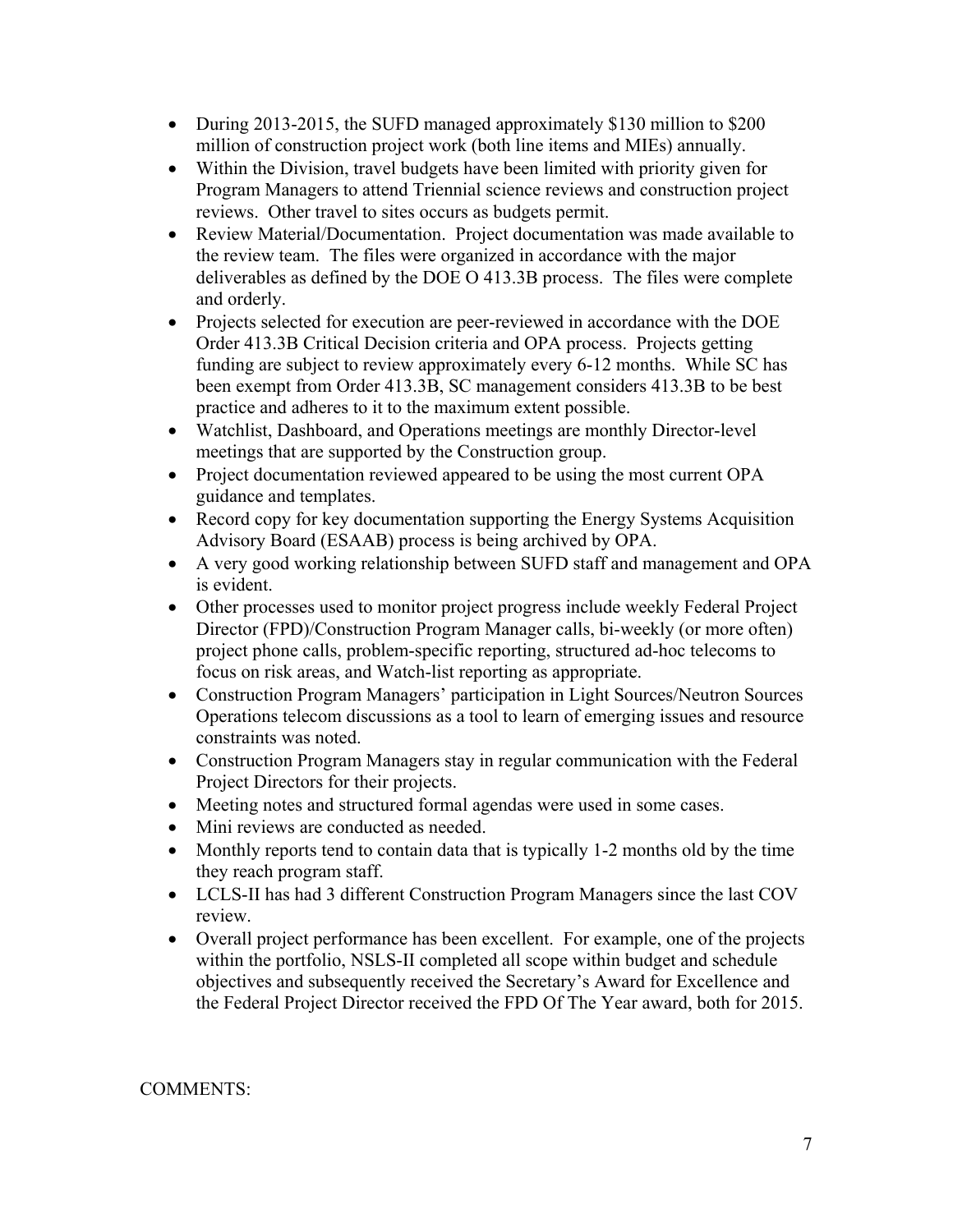- During 2013-2015, the SUFD managed approximately $130 million to $200 million of construction project work (both line items and MIEs) annually.
- Within the Division, travel budgets have been limited with priority given for Program Managers to attend Triennial science reviews and construction project reviews. Other travel to sites occurs as budgets permit.
- Review Material/Documentation. Project documentation was made available to the review team. The files were organized in accordance with the major deliverables as defined by the DOE O 413.3B process. The files were complete and orderly.
- Projects selected for execution are peer-reviewed in accordance with the DOE Order 413.3B Critical Decision criteria and OPA process. Projects getting funding are subject to review approximately every 6-12 months. While SC has been exempt from Order 413.3B, SC management considers 413.3B to be best practice and adheres to it to the maximum extent possible.
- Watchlist, Dashboard, and Operations meetings are monthly Director-level meetings that are supported by the Construction group.
- Project documentation reviewed appeared to be using the most current OPA guidance and templates.
- Record copy for key documentation supporting the Energy Systems Acquisition Advisory Board (ESAAB) process is being archived by OPA.
- A very good working relationship between SUFD staff and management and OPA is evident.
- Other processes used to monitor project progress include weekly Federal Project Director (FPD)/Construction Program Manager calls, bi-weekly (or more often) project phone calls, problem-specific reporting, structured ad-hoc telecoms to focus on risk areas, and Watch-list reporting as appropriate.
- Construction Program Managers' participation in Light Sources/Neutron Sources Operations telecom discussions as a tool to learn of emerging issues and resource constraints was noted.
- Construction Program Managers stay in regular communication with the Federal Project Directors for their projects.
- Meeting notes and structured formal agendas were used in some cases.
- Mini reviews are conducted as needed.
- Monthly reports tend to contain data that is typically 1-2 months old by the time they reach program staff.
- LCLS-II has had 3 different Construction Program Managers since the last COV review.
- Overall project performance has been excellent. For example, one of the projects within the portfolio, NSLS-II completed all scope within budget and schedule objectives and subsequently received the Secretary's Award for Excellence and the Federal Project Director received the FPD Of The Year award, both for 2015.

COMMENTS: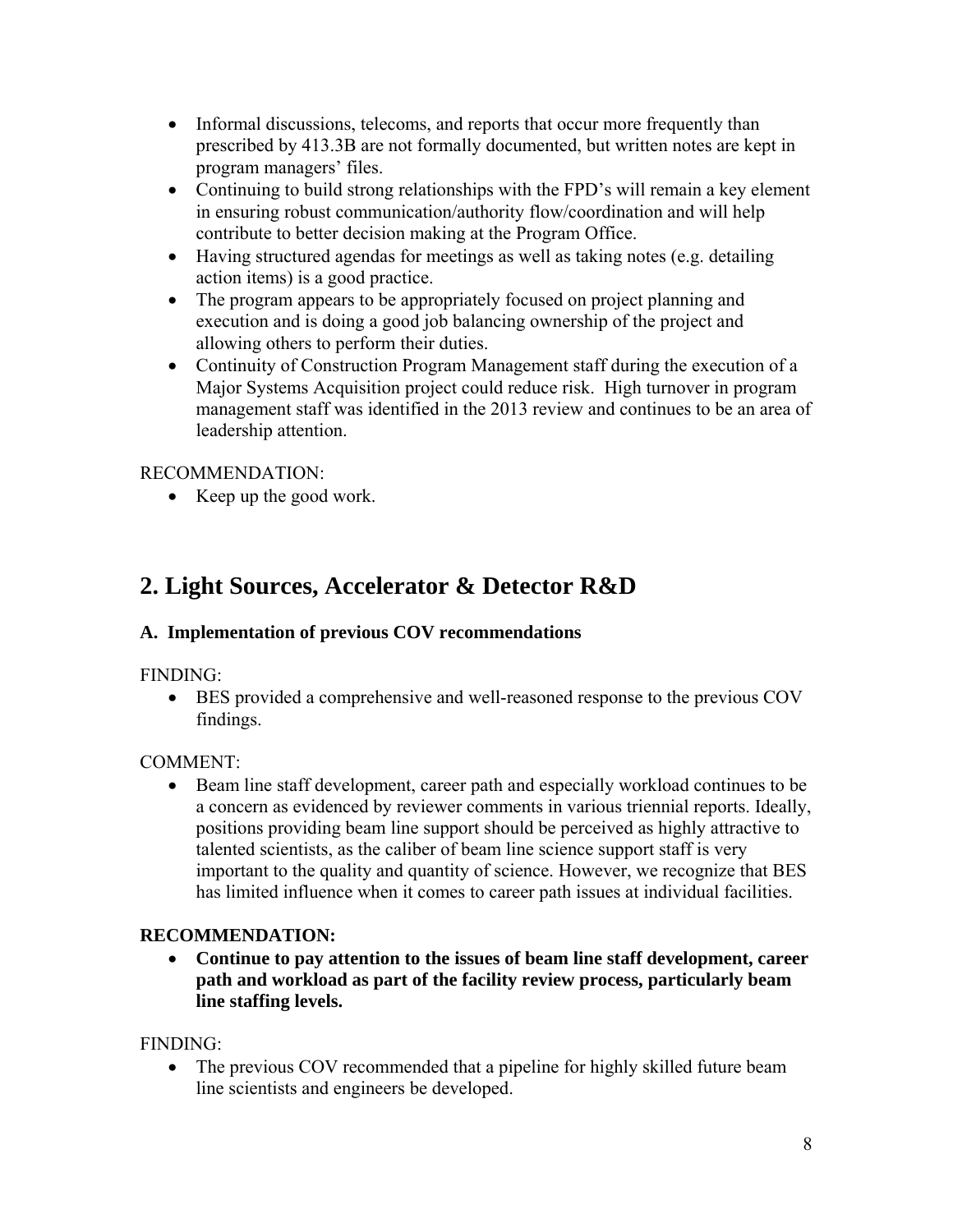- Informal discussions, telecoms, and reports that occur more frequently than prescribed by 413.3B are not formally documented, but written notes are kept in program managers' files.
- Continuing to build strong relationships with the FPD's will remain a key element in ensuring robust communication/authority flow/coordination and will help contribute to better decision making at the Program Office.
- Having structured agendas for meetings as well as taking notes (e.g. detailing action items) is a good practice.
- The program appears to be appropriately focused on project planning and execution and is doing a good job balancing ownership of the project and allowing others to perform their duties.
- Continuity of Construction Program Management staff during the execution of a Major Systems Acquisition project could reduce risk. High turnover in program management staff was identified in the 2013 review and continues to be an area of leadership attention.

RECOMMENDATION:

- Keep up the good work.

## 2. Light Sources, Accelerator & Detector R&D

### A. Implementation of previous COV recommendations

FINDING:

- BES provided a comprehensive and well-reasoned response to the previous COV findings.

COMMENT:

- Beam line staff development, career path and especially workload continues to be a concern as evidenced by reviewer comments in various triennial reports. Ideally, positions providing beam line support should be perceived as highly attractive to talented scientists, as the caliber of beam line science support staff is very important to the quality and quantity of science. However, we recognize that BES has limited influence when it comes to career path issues at individual facilities.

**RECOMMENDATION:**

- **Continue to pay attention to the issues of beam line staff development, career path and workload as part of the facility review process, particularly beam line staffing levels.**

FINDING:

- The previous COV recommended that a pipeline for highly skilled future beam line scientists and engineers be developed.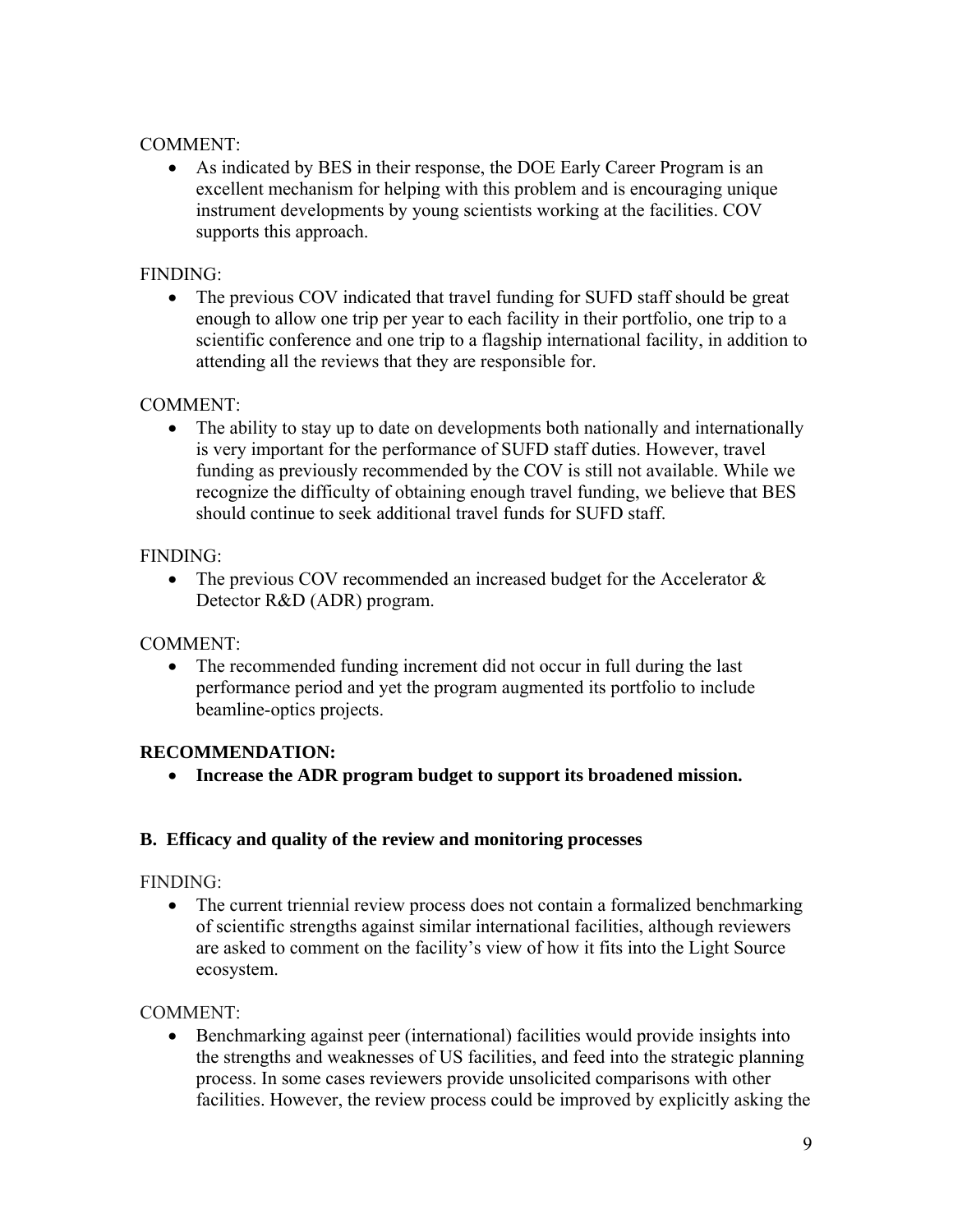COMMENT:

- As indicated by BES in their response, the DOE Early Career Program is an excellent mechanism for helping with this problem and is encouraging unique instrument developments by young scientists working at the facilities. COV supports this approach.

FINDING:

- The previous COV indicated that travel funding for SUFD staff should be great enough to allow one trip per year to each facility in their portfolio, one trip to a scientific conference and one trip to a flagship international facility, in addition to attending all the reviews that they are responsible for.

COMMENT:

- The ability to stay up to date on developments both nationally and internationally is very important for the performance of SUFD staff duties. However, travel funding as previously recommended by the COV is still not available. While we recognize the difficulty of obtaining enough travel funding, we believe that BES should continue to seek additional travel funds for SUFD staff.

FINDING:

- The previous COV recommended an increased budget for the Accelerator & Detector R&D (ADR) program.

COMMENT:

- The recommended funding increment did not occur in full during the last performance period and yet the program augmented its portfolio to include beamline-optics projects.

**RECOMMENDATION:**

- **Increase the ADR program budget to support its broadened mission.**

### B. Efficacy and quality of the review and monitoring processes

FINDING:

- The current triennial review process does not contain a formalized benchmarking of scientific strengths against similar international facilities, although reviewers are asked to comment on the facility's view of how it fits into the Light Source ecosystem.

COMMENT:

- Benchmarking against peer (international) facilities would provide insights into the strengths and weaknesses of US facilities, and feed into the strategic planning process. In some cases reviewers provide unsolicited comparisons with other facilities. However, the review process could be improved by explicitly asking the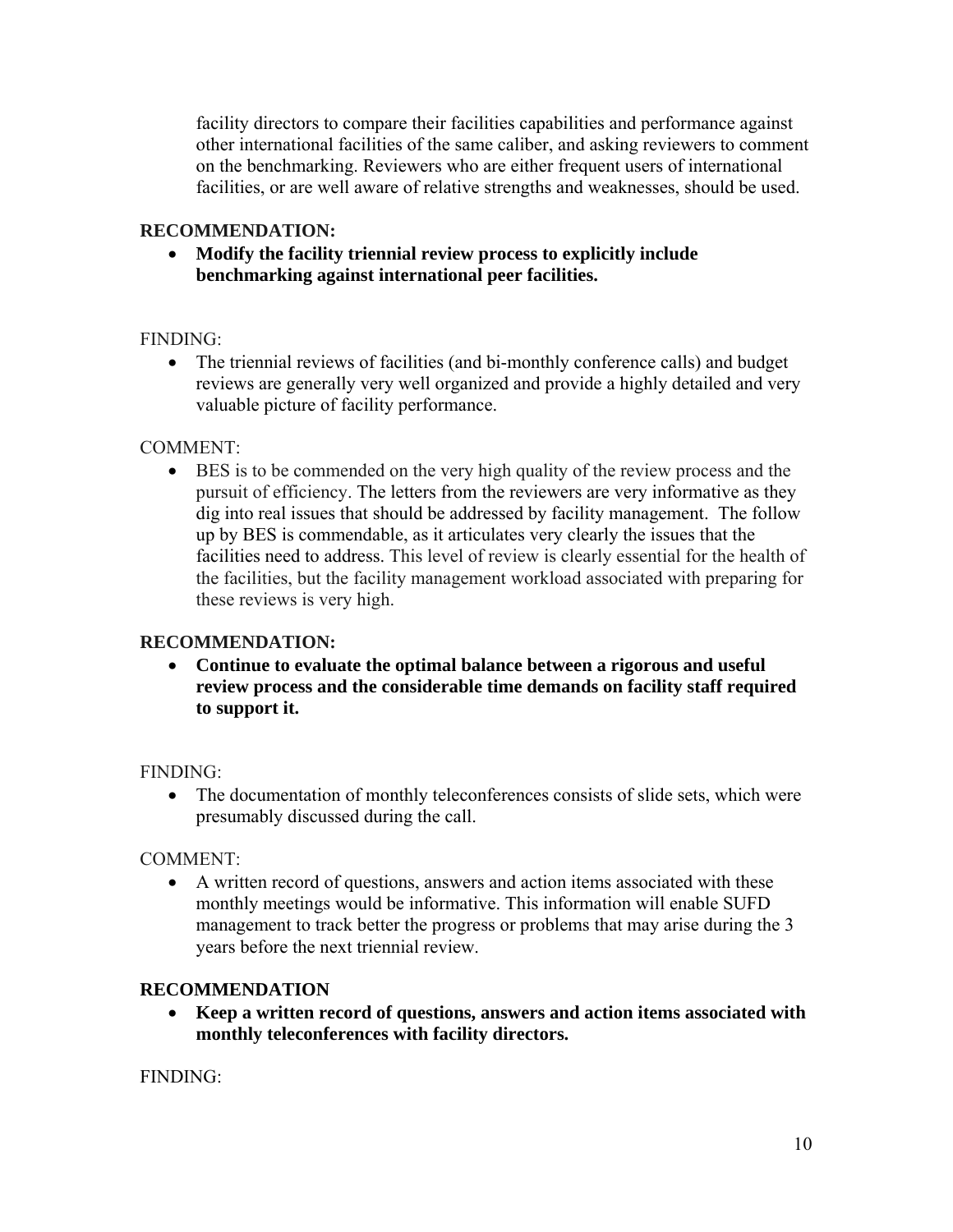facility directors to compare their facilities capabilities and performance against other international facilities of the same caliber, and asking reviewers to comment on the benchmarking. Reviewers who are either frequent users of international facilities, or are well aware of relative strengths and weaknesses, should be used.

**RECOMMENDATION:**

- **Modify the facility triennial review process to explicitly include benchmarking against international peer facilities.**

FINDING:

- The triennial reviews of facilities (and bi-monthly conference calls) and budget reviews are generally very well organized and provide a highly detailed and very valuable picture of facility performance.

COMMENT:

- BES is to be commended on the very high quality of the review process and the pursuit of efficiency. The letters from the reviewers are very informative as they dig into real issues that should be addressed by facility management. The follow up by BES is commendable, as it articulates very clearly the issues that the facilities need to address. This level of review is clearly essential for the health of the facilities, but the facility management workload associated with preparing for these reviews is very high.

**RECOMMENDATION:**

- **Continue to evaluate the optimal balance between a rigorous and useful review process and the considerable time demands on facility staff required to support it.**

FINDING:

- The documentation of monthly teleconferences consists of slide sets, which were presumably discussed during the call.

COMMENT:

- A written record of questions, answers and action items associated with these monthly meetings would be informative. This information will enable SUFD management to track better the progress or problems that may arise during the 3 years before the next triennial review.

**RECOMMENDATION**

- **Keep a written record of questions, answers and action items associated with monthly teleconferences with facility directors.**

FINDING: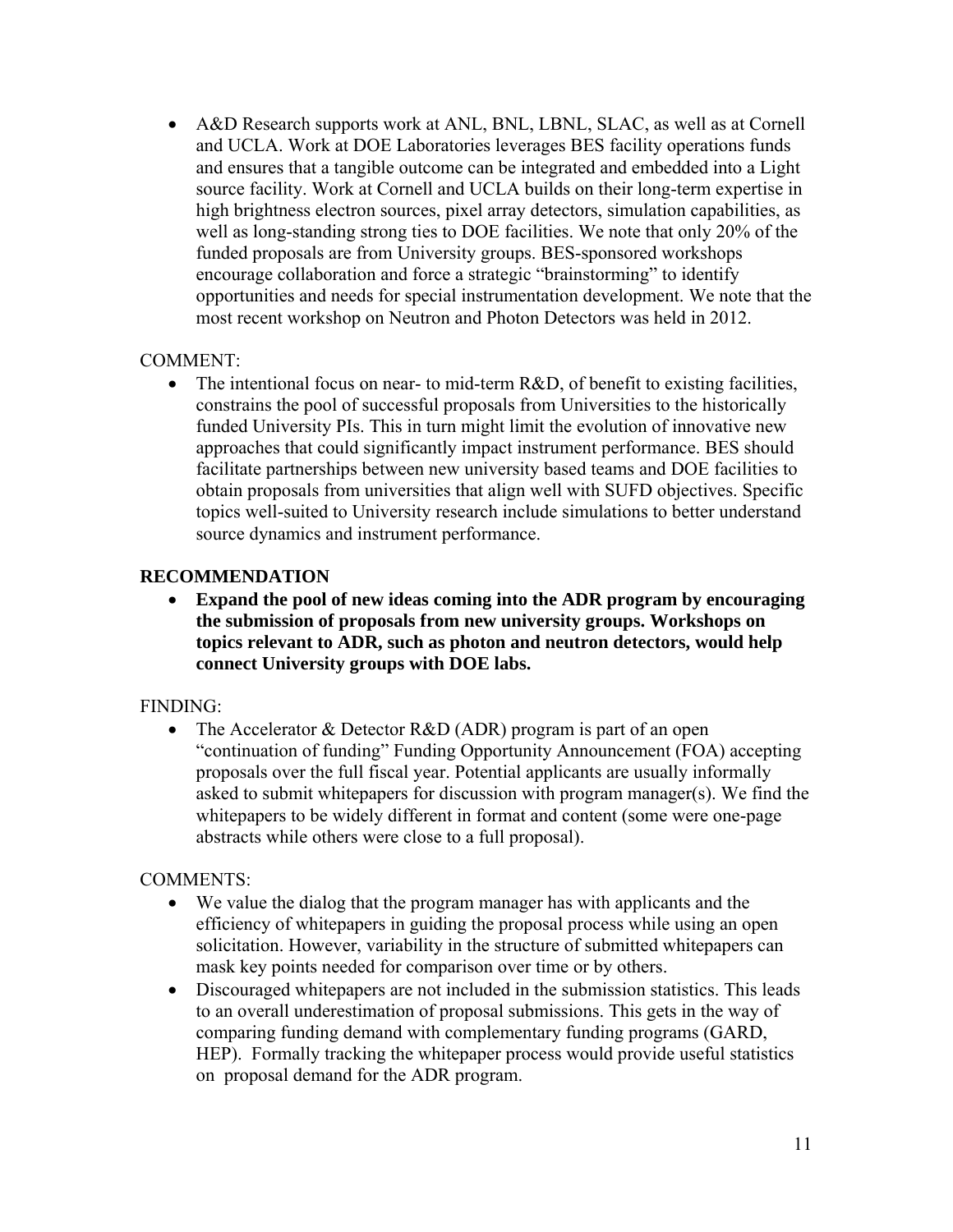- A&D Research supports work at ANL, BNL, LBNL, SLAC, as well as at Cornell and UCLA. Work at DOE Laboratories leverages BES facility operations funds and ensures that a tangible outcome can be integrated and embedded into a Light source facility. Work at Cornell and UCLA builds on their long-term expertise in high brightness electron sources, pixel array detectors, simulation capabilities, as well as long-standing strong ties to DOE facilities. We note that only 20% of the funded proposals are from University groups. BES-sponsored workshops encourage collaboration and force a strategic "brainstorming" to identify opportunities and needs for special instrumentation development. We note that the most recent workshop on Neutron and Photon Detectors was held in 2012.

COMMENT:

- The intentional focus on near- to mid-term R&D, of benefit to existing facilities, constrains the pool of successful proposals from Universities to the historically funded University PIs. This in turn might limit the evolution of innovative new approaches that could significantly impact instrument performance. BES should facilitate partnerships between new university based teams and DOE facilities to obtain proposals from universities that align well with SUFD objectives. Specific topics well-suited to University research include simulations to better understand source dynamics and instrument performance.

**RECOMMENDATION**

- **Expand the pool of new ideas coming into the ADR program by encouraging the submission of proposals from new university groups. Workshops on topics relevant to ADR, such as photon and neutron detectors, would help connect University groups with DOE labs.**

FINDING:

- The Accelerator & Detector R&D (ADR) program is part of an open "continuation of funding" Funding Opportunity Announcement (FOA) accepting proposals over the full fiscal year. Potential applicants are usually informally asked to submit whitepapers for discussion with program manager(s). We find the whitepapers to be widely different in format and content (some were one-page abstracts while others were close to a full proposal).

COMMENTS:

- We value the dialog that the program manager has with applicants and the efficiency of whitepapers in guiding the proposal process while using an open solicitation. However, variability in the structure of submitted whitepapers can mask key points needed for comparison over time or by others.
- Discouraged whitepapers are not included in the submission statistics. This leads to an overall underestimation of proposal submissions. This gets in the way of comparing funding demand with complementary funding programs (GARD, HEP). Formally tracking the whitepaper process would provide useful statistics on proposal demand for the ADR program.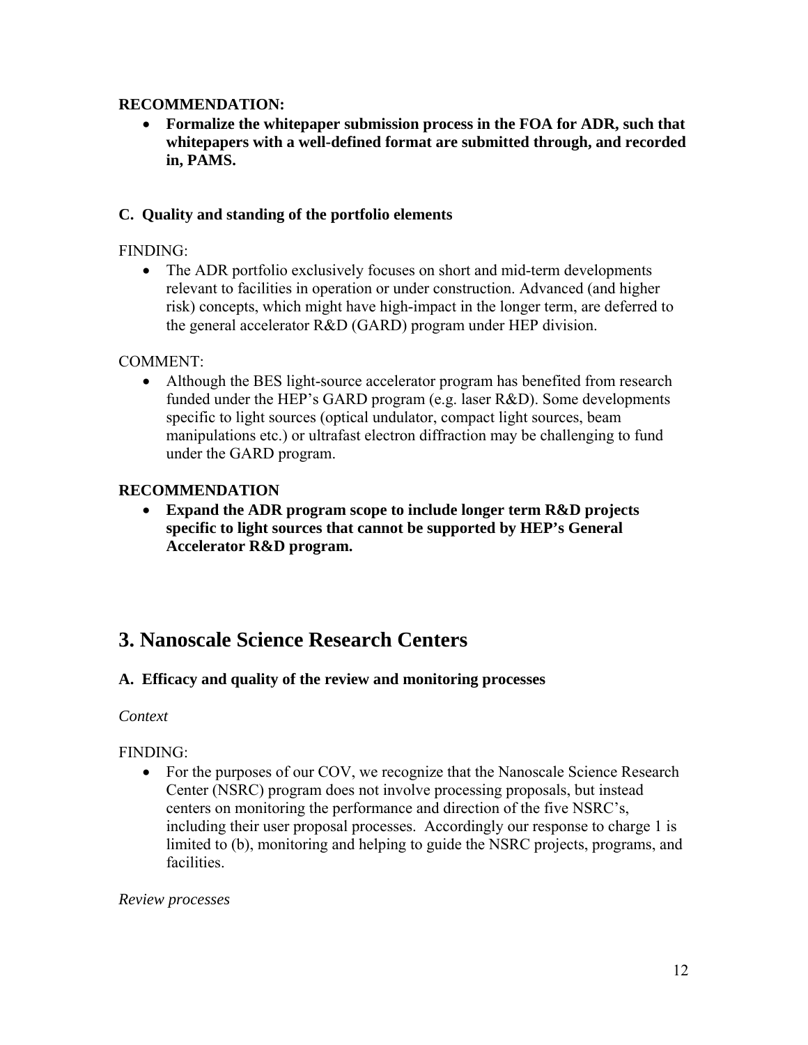**RECOMMENDATION:**

- **Formalize the whitepaper submission process in the FOA for ADR, such that whitepapers with a well-defined format are submitted through, and recorded in, PAMS.**

### C. Quality and standing of the portfolio elements

FINDING:

- The ADR portfolio exclusively focuses on short and mid-term developments relevant to facilities in operation or under construction. Advanced (and higher risk) concepts, which might have high-impact in the longer term, are deferred to the general accelerator R&D (GARD) program under HEP division.

COMMENT:

- Although the BES light-source accelerator program has benefited from research funded under the HEP's GARD program (e.g. laser R&D). Some developments specific to light sources (optical undulator, compact light sources, beam manipulations etc.) or ultrafast electron diffraction may be challenging to fund under the GARD program.

**RECOMMENDATION**

- **Expand the ADR program scope to include longer term R&D projects specific to light sources that cannot be supported by HEP's General Accelerator R&D program.**

## 3. Nanoscale Science Research Centers

### A. Efficacy and quality of the review and monitoring processes

*Context*

FINDING:

- For the purposes of our COV, we recognize that the Nanoscale Science Research Center (NSRC) program does not involve processing proposals, but instead centers on monitoring the performance and direction of the five NSRC's, including their user proposal processes. Accordingly our response to charge 1 is limited to (b), monitoring and helping to guide the NSRC projects, programs, and facilities.

*Review processes*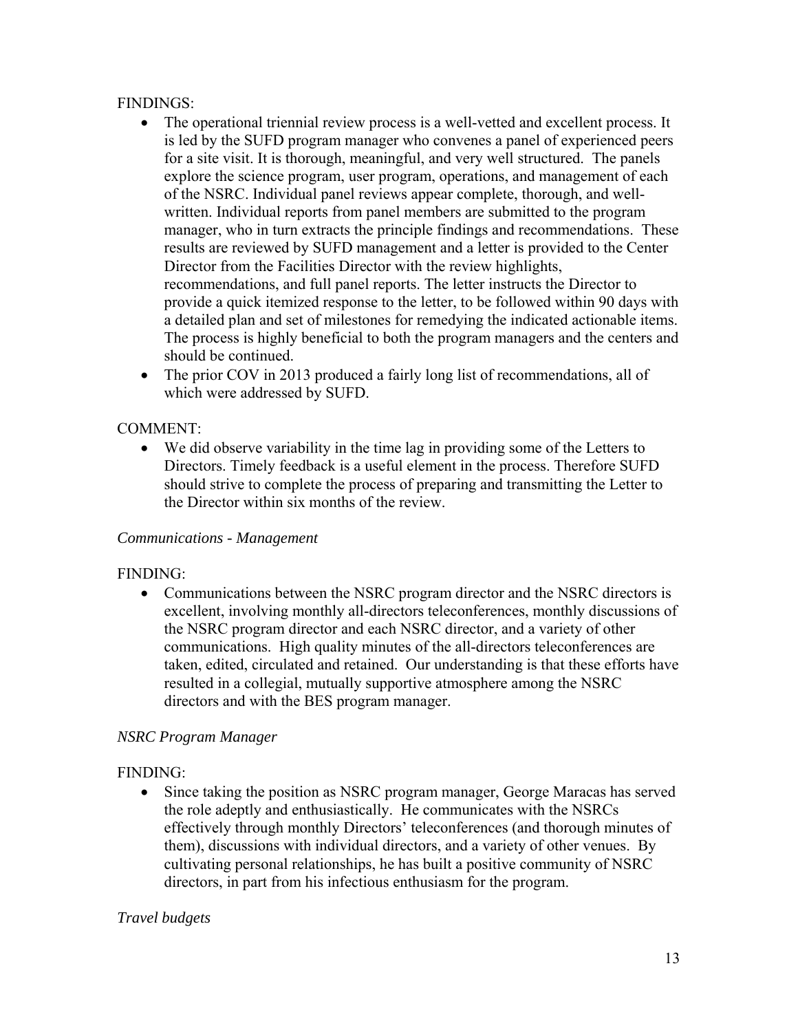FINDINGS:

- The operational triennial review process is a well-vetted and excellent process. It is led by the SUFD program manager who convenes a panel of experienced peers for a site visit. It is thorough, meaningful, and very well structured. The panels explore the science program, user program, operations, and management of each of the NSRC. Individual panel reviews appear complete, thorough, and well-written. Individual reports from panel members are submitted to the program manager, who in turn extracts the principle findings and recommendations. These results are reviewed by SUFD management and a letter is provided to the Center Director from the Facilities Director with the review highlights, recommendations, and full panel reports. The letter instructs the Director to provide a quick itemized response to the letter, to be followed within 90 days with a detailed plan and set of milestones for remedying the indicated actionable items. The process is highly beneficial to both the program managers and the centers and should be continued.
- The prior COV in 2013 produced a fairly long list of recommendations, all of which were addressed by SUFD.

COMMENT:

- We did observe variability in the time lag in providing some of the Letters to Directors. Timely feedback is a useful element in the process. Therefore SUFD should strive to complete the process of preparing and transmitting the Letter to the Director within six months of the review.

*Communications - Management*

FINDING:

- Communications between the NSRC program director and the NSRC directors is excellent, involving monthly all-directors teleconferences, monthly discussions of the NSRC program director and each NSRC director, and a variety of other communications. High quality minutes of the all-directors teleconferences are taken, edited, circulated and retained. Our understanding is that these efforts have resulted in a collegial, mutually supportive atmosphere among the NSRC directors and with the BES program manager.

*NSRC Program Manager*

FINDING:

- Since taking the position as NSRC program manager, George Maracas has served the role adeptly and enthusiastically. He communicates with the NSRCs effectively through monthly Directors' teleconferences (and thorough minutes of them), discussions with individual directors, and a variety of other venues. By cultivating personal relationships, he has built a positive community of NSRC directors, in part from his infectious enthusiasm for the program.

*Travel budgets*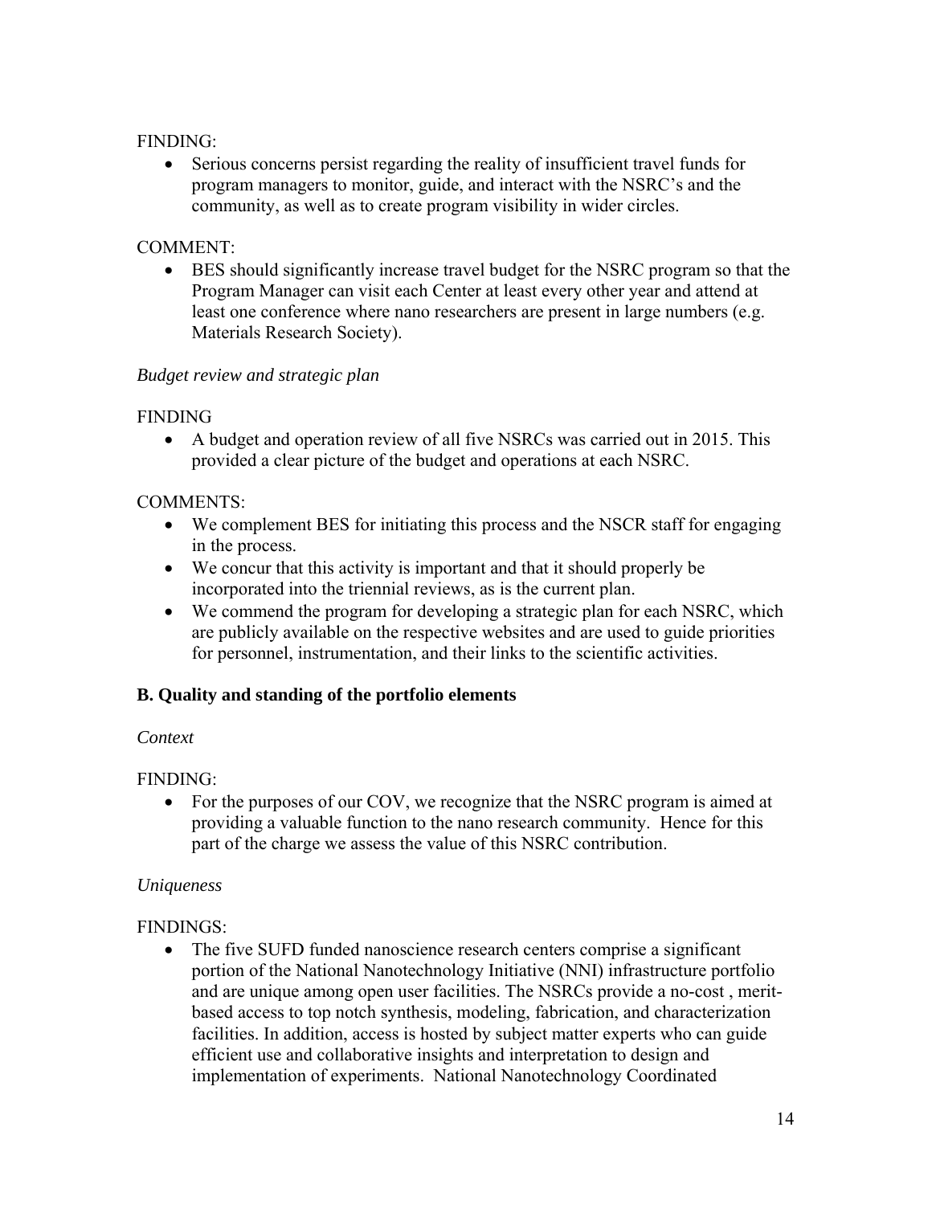FINDING:

- Serious concerns persist regarding the reality of insufficient travel funds for program managers to monitor, guide, and interact with the NSRC's and the community, as well as to create program visibility in wider circles.

COMMENT:

- BES should significantly increase travel budget for the NSRC program so that the Program Manager can visit each Center at least every other year and attend at least one conference where nano researchers are present in large numbers (e.g. Materials Research Society).

*Budget review and strategic plan*

FINDING

- A budget and operation review of all five NSRCs was carried out in 2015. This provided a clear picture of the budget and operations at each NSRC.

COMMENTS:

- We complement BES for initiating this process and the NSCR staff for engaging in the process.
- We concur that this activity is important and that it should properly be incorporated into the triennial reviews, as is the current plan.
- We commend the program for developing a strategic plan for each NSRC, which are publicly available on the respective websites and are used to guide priorities for personnel, instrumentation, and their links to the scientific activities.

### B. Quality and standing of the portfolio elements

*Context*

FINDING:

- For the purposes of our COV, we recognize that the NSRC program is aimed at providing a valuable function to the nano research community. Hence for this part of the charge we assess the value of this NSRC contribution.

*Uniqueness*

FINDINGS:

- The five SUFD funded nanoscience research centers comprise a significant portion of the National Nanotechnology Initiative (NNI) infrastructure portfolio and are unique among open user facilities. The NSRCs provide a no-cost , merit-based access to top notch synthesis, modeling, fabrication, and characterization facilities. In addition, access is hosted by subject matter experts who can guide efficient use and collaborative insights and interpretation to design and implementation of experiments. National Nanotechnology Coordinated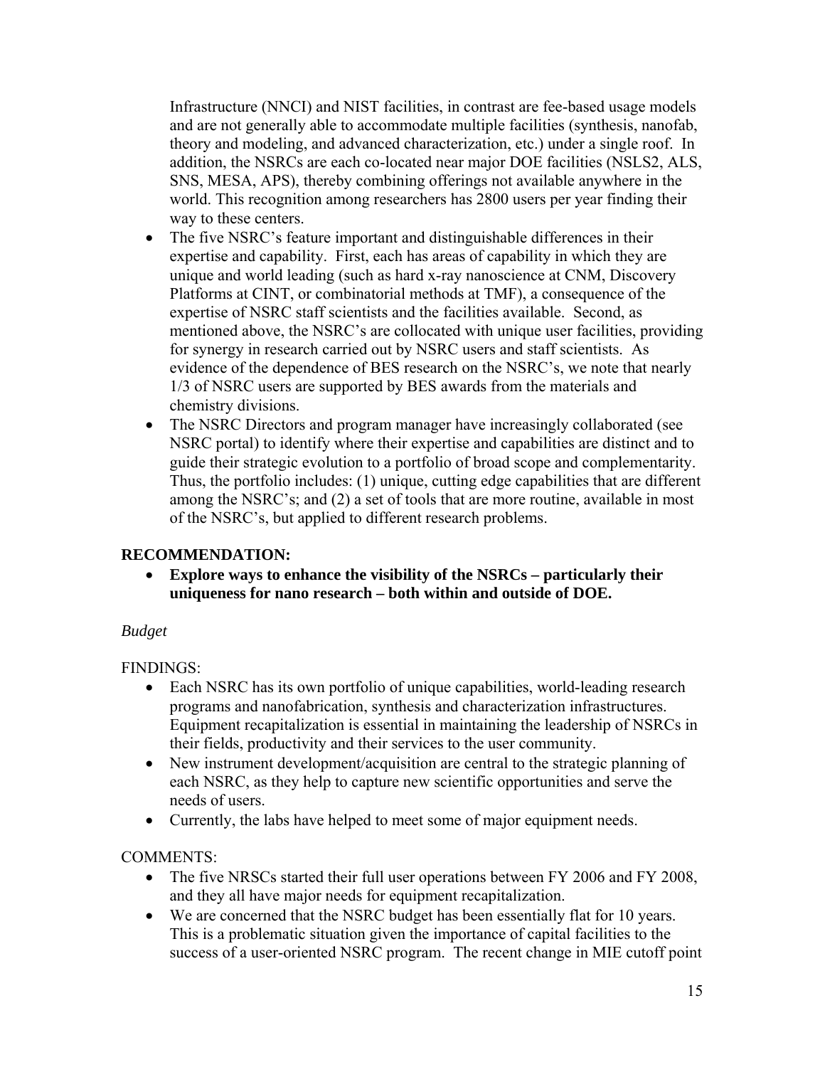Infrastructure (NNCI) and NIST facilities, in contrast are fee-based usage models and are not generally able to accommodate multiple facilities (synthesis, nanofab, theory and modeling, and advanced characterization, etc.) under a single roof. In addition, the NSRCs are each co-located near major DOE facilities (NSLS2, ALS, SNS, MESA, APS), thereby combining offerings not available anywhere in the world. This recognition among researchers has 2800 users per year finding their way to these centers.

- The five NSRC's feature important and distinguishable differences in their expertise and capability. First, each has areas of capability in which they are unique and world leading (such as hard x-ray nanoscience at CNM, Discovery Platforms at CINT, or combinatorial methods at TMF), a consequence of the expertise of NSRC staff scientists and the facilities available. Second, as mentioned above, the NSRC's are collocated with unique user facilities, providing for synergy in research carried out by NSRC users and staff scientists. As evidence of the dependence of BES research on the NSRC's, we note that nearly 1/3 of NSRC users are supported by BES awards from the materials and chemistry divisions.
- The NSRC Directors and program manager have increasingly collaborated (see NSRC portal) to identify where their expertise and capabilities are distinct and to guide their strategic evolution to a portfolio of broad scope and complementarity. Thus, the portfolio includes: (1) unique, cutting edge capabilities that are different among the NSRC's; and (2) a set of tools that are more routine, available in most of the NSRC's, but applied to different research problems.

**RECOMMENDATION:**

- **Explore ways to enhance the visibility of the NSRCs – particularly their uniqueness for nano research – both within and outside of DOE.**

*Budget*

FINDINGS:

- Each NSRC has its own portfolio of unique capabilities, world-leading research programs and nanofabrication, synthesis and characterization infrastructures. Equipment recapitalization is essential in maintaining the leadership of NSRCs in their fields, productivity and their services to the user community.
- New instrument development/acquisition are central to the strategic planning of each NSRC, as they help to capture new scientific opportunities and serve the needs of users.
- Currently, the labs have helped to meet some of major equipment needs.

COMMENTS:

- The five NRSCs started their full user operations between FY 2006 and FY 2008, and they all have major needs for equipment recapitalization.
- We are concerned that the NSRC budget has been essentially flat for 10 years. This is a problematic situation given the importance of capital facilities to the success of a user-oriented NSRC program. The recent change in MIE cutoff point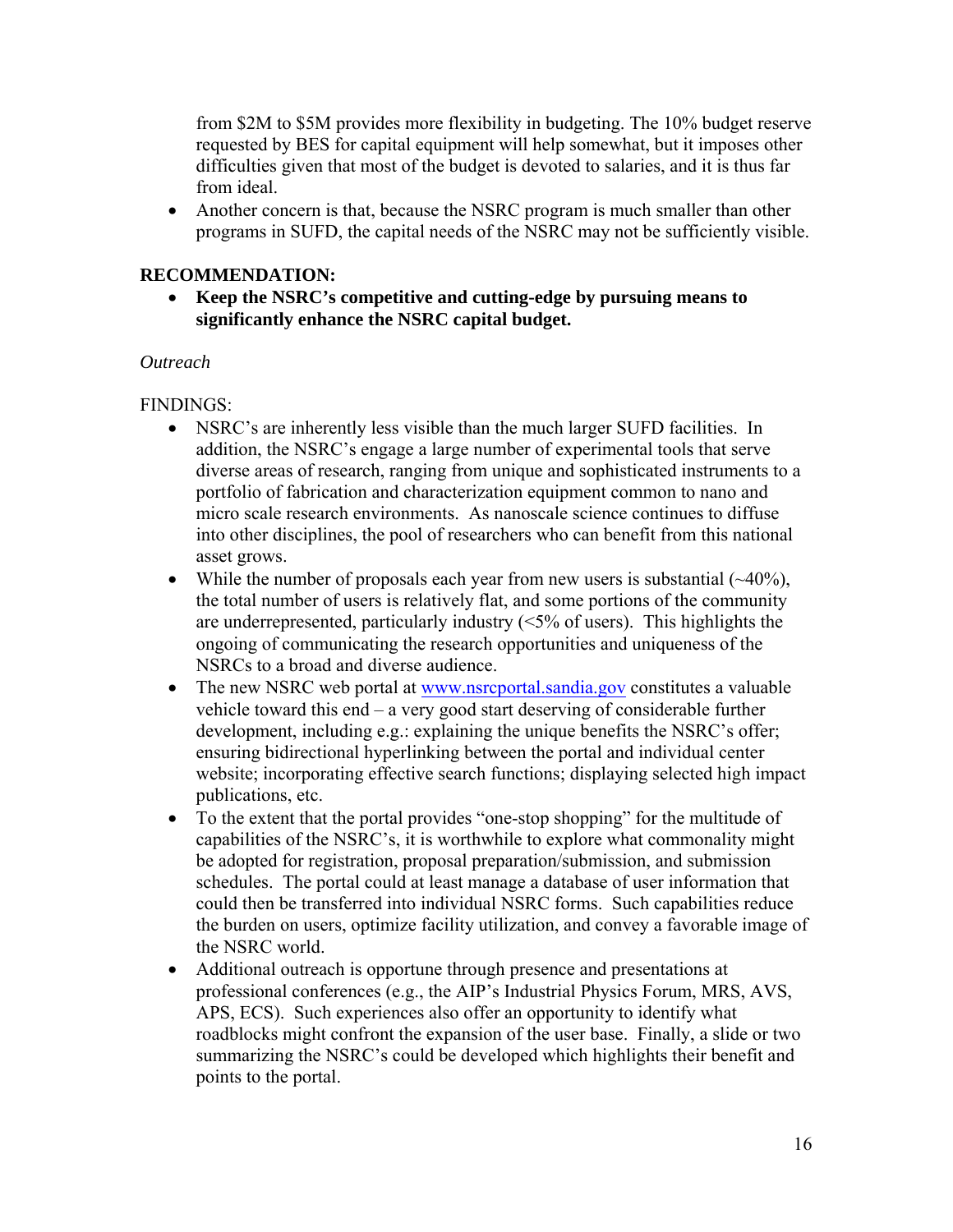from $2M to $5M provides more flexibility in budgeting. The 10% budget reserve requested by BES for capital equipment will help somewhat, but it imposes other difficulties given that most of the budget is devoted to salaries, and it is thus far from ideal.

- Another concern is that, because the NSRC program is much smaller than other programs in SUFD, the capital needs of the NSRC may not be sufficiently visible.

**RECOMMENDATION:**

- **Keep the NSRC's competitive and cutting-edge by pursuing means to significantly enhance the NSRC capital budget.**

*Outreach*

FINDINGS:

- NSRC's are inherently less visible than the much larger SUFD facilities. In addition, the NSRC's engage a large number of experimental tools that serve diverse areas of research, ranging from unique and sophisticated instruments to a portfolio of fabrication and characterization equipment common to nano and micro scale research environments. As nanoscale science continues to diffuse into other disciplines, the pool of researchers who can benefit from this national asset grows.
- While the number of proposals each year from new users is substantial (~40%), the total number of users is relatively flat, and some portions of the community are underrepresented, particularly industry (<5% of users). This highlights the ongoing of communicating the research opportunities and uniqueness of the NSRCs to a broad and diverse audience.
- The new NSRC web portal at [www.nsrcportal.sandia.gov](www.nsrcportal.sandia.gov) constitutes a valuable vehicle toward this end – a very good start deserving of considerable further development, including e.g.: explaining the unique benefits the NSRC's offer; ensuring bidirectional hyperlinking between the portal and individual center website; incorporating effective search functions; displaying selected high impact publications, etc.
- To the extent that the portal provides "one-stop shopping" for the multitude of capabilities of the NSRC's, it is worthwhile to explore what commonality might be adopted for registration, proposal preparation/submission, and submission schedules. The portal could at least manage a database of user information that could then be transferred into individual NSRC forms. Such capabilities reduce the burden on users, optimize facility utilization, and convey a favorable image of the NSRC world.
- Additional outreach is opportune through presence and presentations at professional conferences (e.g., the AIP's Industrial Physics Forum, MRS, AVS, APS, ECS). Such experiences also offer an opportunity to identify what roadblocks might confront the expansion of the user base. Finally, a slide or two summarizing the NSRC's could be developed which highlights their benefit and points to the portal.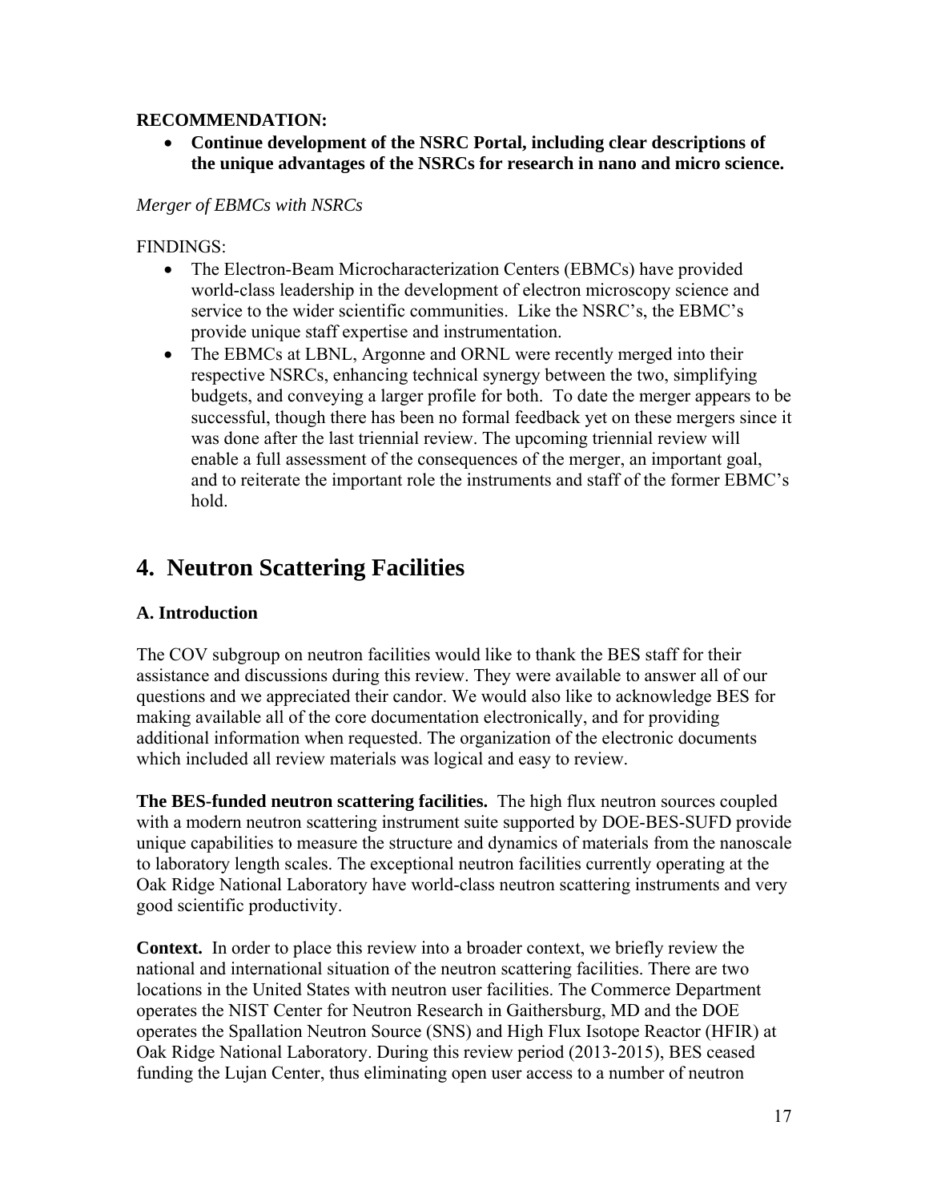**RECOMMENDATION:**

- **Continue development of the NSRC Portal, including clear descriptions of the unique advantages of the NSRCs for research in nano and micro science.**

*Merger of EBMCs with NSRCs*

FINDINGS:

- The Electron-Beam Microcharacterization Centers (EBMCs) have provided world-class leadership in the development of electron microscopy science and service to the wider scientific communities. Like the NSRC's, the EBMC's provide unique staff expertise and instrumentation.
- The EBMCs at LBNL, Argonne and ORNL were recently merged into their respective NSRCs, enhancing technical synergy between the two, simplifying budgets, and conveying a larger profile for both. To date the merger appears to be successful, though there has been no formal feedback yet on these mergers since it was done after the last triennial review. The upcoming triennial review will enable a full assessment of the consequences of the merger, an important goal, and to reiterate the important role the instruments and staff of the former EBMC's hold.

# 4. Neutron Scattering Facilities

## A. Introduction

The COV subgroup on neutron facilities would like to thank the BES staff for their assistance and discussions during this review. They were available to answer all of our questions and we appreciated their candor. We would also like to acknowledge BES for making available all of the core documentation electronically, and for providing additional information when requested. The organization of the electronic documents which included all review materials was logical and easy to review.

**The BES-funded neutron scattering facilities.** The high flux neutron sources coupled with a modern neutron scattering instrument suite supported by DOE-BES-SUFD provide unique capabilities to measure the structure and dynamics of materials from the nanoscale to laboratory length scales. The exceptional neutron facilities currently operating at the Oak Ridge National Laboratory have world-class neutron scattering instruments and very good scientific productivity.

**Context.** In order to place this review into a broader context, we briefly review the national and international situation of the neutron scattering facilities. There are two locations in the United States with neutron user facilities. The Commerce Department operates the NIST Center for Neutron Research in Gaithersburg, MD and the DOE operates the Spallation Neutron Source (SNS) and High Flux Isotope Reactor (HFIR) at Oak Ridge National Laboratory. During this review period (2013-2015), BES ceased funding the Lujan Center, thus eliminating open user access to a number of neutron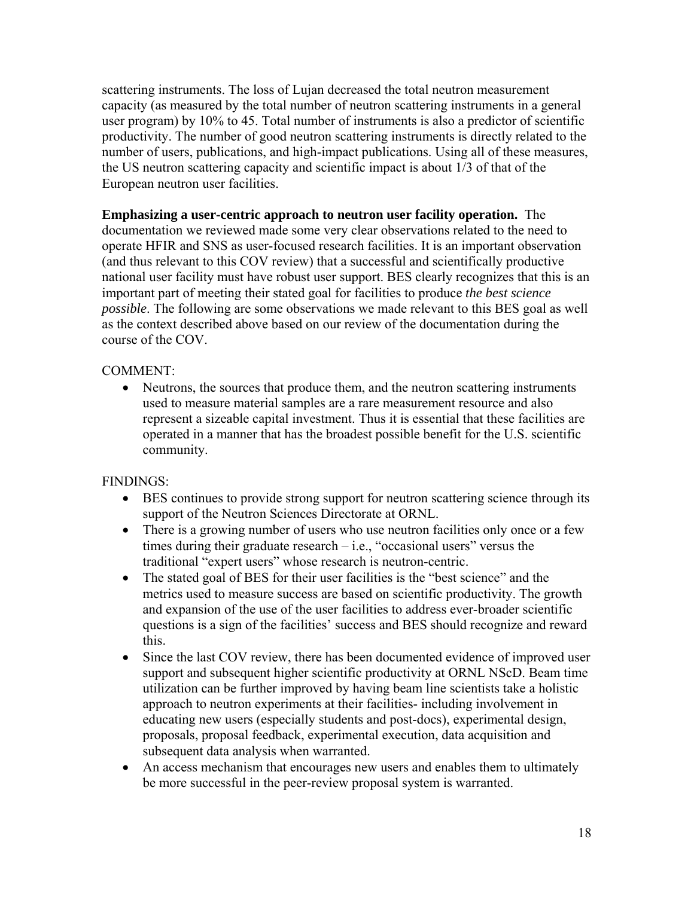scattering instruments. The loss of Lujan decreased the total neutron measurement capacity (as measured by the total number of neutron scattering instruments in a general user program) by 10% to 45. Total number of instruments is also a predictor of scientific productivity. The number of good neutron scattering instruments is directly related to the number of users, publications, and high-impact publications. Using all of these measures, the US neutron scattering capacity and scientific impact is about 1/3 of that of the European neutron user facilities.

**Emphasizing a user-centric approach to neutron user facility operation.** The documentation we reviewed made some very clear observations related to the need to operate HFIR and SNS as user-focused research facilities. It is an important observation (and thus relevant to this COV review) that a successful and scientifically productive national user facility must have robust user support. BES clearly recognizes that this is an important part of meeting their stated goal for facilities to produce *the best science possible*. The following are some observations we made relevant to this BES goal as well as the context described above based on our review of the documentation during the course of the COV.

COMMENT:

- Neutrons, the sources that produce them, and the neutron scattering instruments used to measure material samples are a rare measurement resource and also represent a sizeable capital investment. Thus it is essential that these facilities are operated in a manner that has the broadest possible benefit for the U.S. scientific community.

FINDINGS:

- BES continues to provide strong support for neutron scattering science through its support of the Neutron Sciences Directorate at ORNL.
- There is a growing number of users who use neutron facilities only once or a few times during their graduate research – i.e., "occasional users" versus the traditional "expert users" whose research is neutron-centric.
- The stated goal of BES for their user facilities is the "best science" and the metrics used to measure success are based on scientific productivity. The growth and expansion of the use of the user facilities to address ever-broader scientific questions is a sign of the facilities' success and BES should recognize and reward this.
- Since the last COV review, there has been documented evidence of improved user support and subsequent higher scientific productivity at ORNL NScD. Beam time utilization can be further improved by having beam line scientists take a holistic approach to neutron experiments at their facilities- including involvement in educating new users (especially students and post-docs), experimental design, proposals, proposal feedback, experimental execution, data acquisition and subsequent data analysis when warranted.
- An access mechanism that encourages new users and enables them to ultimately be more successful in the peer-review proposal system is warranted.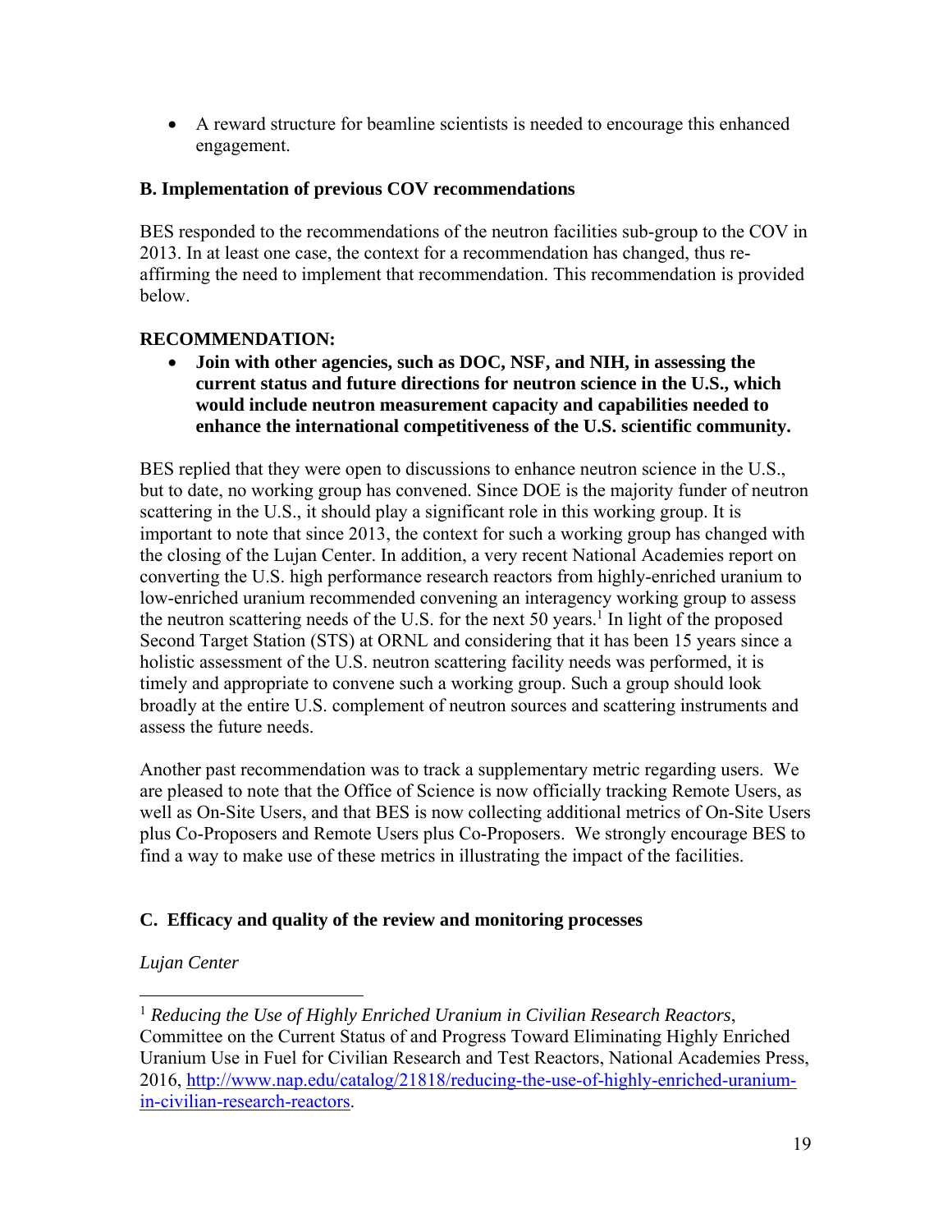- A reward structure for beamline scientists is needed to encourage this enhanced engagement.

### B. Implementation of previous COV recommendations

BES responded to the recommendations of the neutron facilities sub-group to the COV in 2013. In at least one case, the context for a recommendation has changed, thus re-affirming the need to implement that recommendation. This recommendation is provided below.

**RECOMMENDATION:**

- **Join with other agencies, such as DOC, NSF, and NIH, in assessing the current status and future directions for neutron science in the U.S., which would include neutron measurement capacity and capabilities needed to enhance the international competitiveness of the U.S. scientific community.**

BES replied that they were open to discussions to enhance neutron science in the U.S., but to date, no working group has convened. Since DOE is the majority funder of neutron scattering in the U.S., it should play a significant role in this working group. It is important to note that since 2013, the context for such a working group has changed with the closing of the Lujan Center. In addition, a very recent National Academies report on converting the U.S. high performance research reactors from highly-enriched uranium to low-enriched uranium recommended convening an interagency working group to assess the neutron scattering needs of the U.S. for the next 50 years.[1] In light of the proposed Second Target Station (STS) at ORNL and considering that it has been 15 years since a holistic assessment of the U.S. neutron scattering facility needs was performed, it is timely and appropriate to convene such a working group. Such a group should look broadly at the entire U.S. complement of neutron sources and scattering instruments and assess the future needs.

Another past recommendation was to track a supplementary metric regarding users. We are pleased to note that the Office of Science is now officially tracking Remote Users, as well as On-Site Users, and that BES is now collecting additional metrics of On-Site Users plus Co-Proposers and Remote Users plus Co-Proposers. We strongly encourage BES to find a way to make use of these metrics in illustrating the impact of the facilities.

### C. Efficacy and quality of the review and monitoring processes

*Lujan Center*

---

[1] *Reducing the Use of Highly Enriched Uranium in Civilian Research Reactors*, Committee on the Current Status of and Progress Toward Eliminating Highly Enriched Uranium Use in Fuel for Civilian Research and Test Reactors, National Academies Press, 2016, http://www.nap.edu/catalog/21818/reducing-the-use-of-highly-enriched-uranium-in-civilian-research-reactors.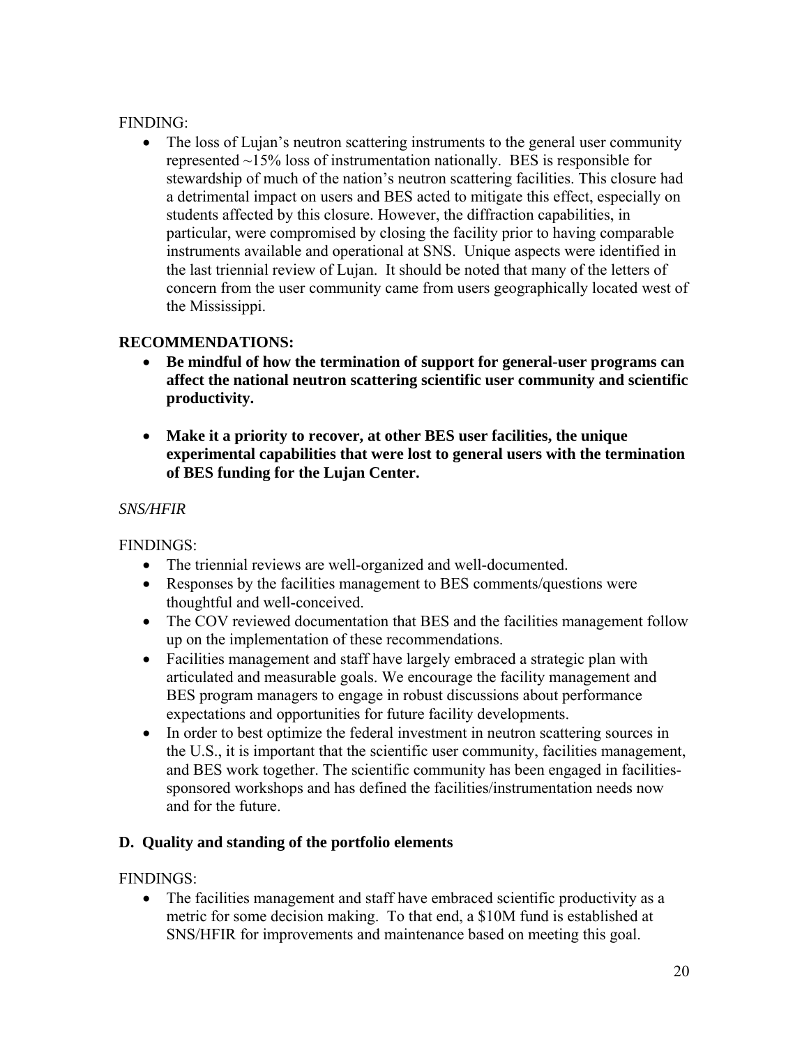FINDING:

- The loss of Lujan's neutron scattering instruments to the general user community represented ~15% loss of instrumentation nationally. BES is responsible for stewardship of much of the nation's neutron scattering facilities. This closure had a detrimental impact on users and BES acted to mitigate this effect, especially on students affected by this closure. However, the diffraction capabilities, in particular, were compromised by closing the facility prior to having comparable instruments available and operational at SNS. Unique aspects were identified in the last triennial review of Lujan. It should be noted that many of the letters of concern from the user community came from users geographically located west of the Mississippi.

**RECOMMENDATIONS:**

- **Be mindful of how the termination of support for general-user programs can affect the national neutron scattering scientific user community and scientific productivity.**
- **Make it a priority to recover, at other BES user facilities, the unique experimental capabilities that were lost to general users with the termination of BES funding for the Lujan Center.**

*SNS/HFIR*

FINDINGS:

- The triennial reviews are well-organized and well-documented.
- Responses by the facilities management to BES comments/questions were thoughtful and well-conceived.
- The COV reviewed documentation that BES and the facilities management follow up on the implementation of these recommendations.
- Facilities management and staff have largely embraced a strategic plan with articulated and measurable goals. We encourage the facility management and BES program managers to engage in robust discussions about performance expectations and opportunities for future facility developments.
- In order to best optimize the federal investment in neutron scattering sources in the U.S., it is important that the scientific user community, facilities management, and BES work together. The scientific community has been engaged in facilities-sponsored workshops and has defined the facilities/instrumentation needs now and for the future.

### D. Quality and standing of the portfolio elements

FINDINGS:

- The facilities management and staff have embraced scientific productivity as a metric for some decision making. To that end, a $10M fund is established at SNS/HFIR for improvements and maintenance based on meeting this goal.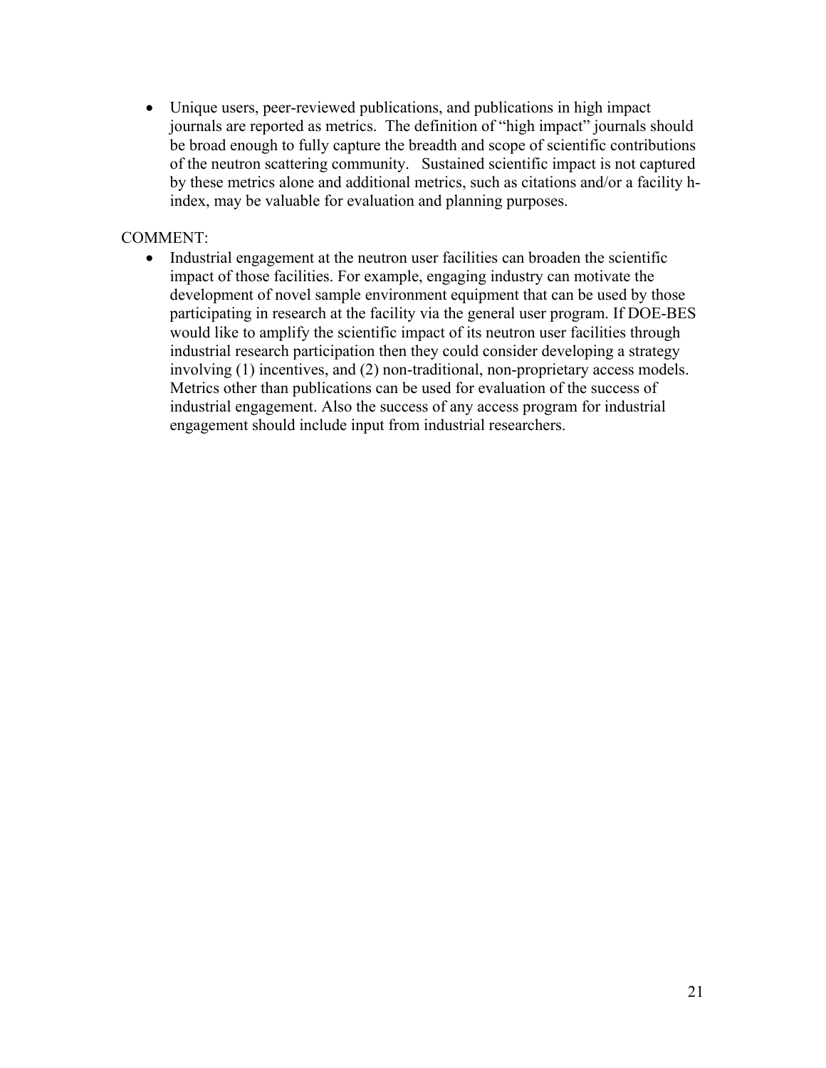- Unique users, peer-reviewed publications, and publications in high impact journals are reported as metrics. The definition of "high impact" journals should be broad enough to fully capture the breadth and scope of scientific contributions of the neutron scattering community. Sustained scientific impact is not captured by these metrics alone and additional metrics, such as citations and/or a facility h-index, may be valuable for evaluation and planning purposes.

COMMENT:

- Industrial engagement at the neutron user facilities can broaden the scientific impact of those facilities. For example, engaging industry can motivate the development of novel sample environment equipment that can be used by those participating in research at the facility via the general user program. If DOE-BES would like to amplify the scientific impact of its neutron user facilities through industrial research participation then they could consider developing a strategy involving (1) incentives, and (2) non-traditional, non-proprietary access models. Metrics other than publications can be used for evaluation of the success of industrial engagement. Also the success of any access program for industrial engagement should include input from industrial researchers.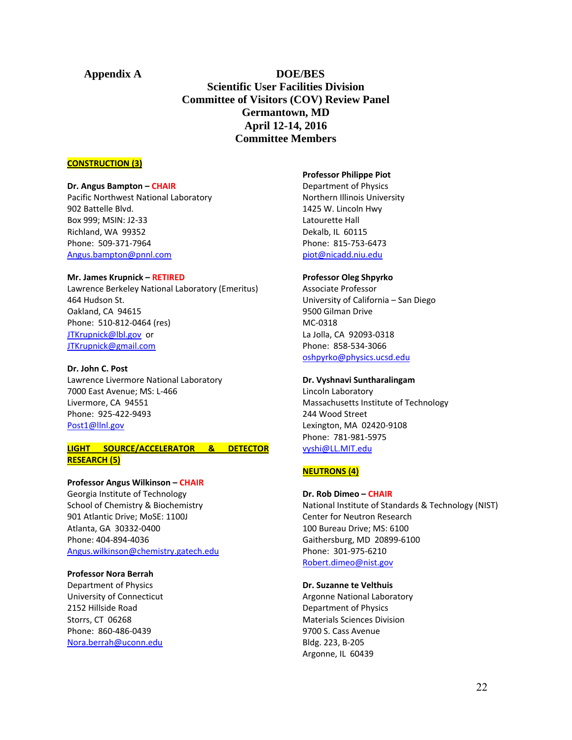**Appendix A**

# DOE/BES
## Scientific User Facilities Division
## Committee of Visitors (COV) Review Panel
## Germantown, MD
## April 12-14, 2016
## Committee Members

### CONSTRUCTION (3)

**Dr. Angus Bampton – CHAIR**
Pacific Northwest National Laboratory
902 Battelle Blvd.
Box 999; MSIN: J2-33
Richland, WA 99352
Phone: 509-371-7964
Angus.bampton@pnnl.com

**Mr. James Krupnick – RETIRED**
Lawrence Berkeley National Laboratory (Emeritus)
464 Hudson St.
Oakland, CA 94615
Phone: 510-812-0464 (res)
JTKrupnick@lbl.gov or
JTKrupnick@gmail.com

**Dr. John C. Post**
Lawrence Livermore National Laboratory
7000 East Avenue; MS: L-466
Livermore, CA 94551
Phone: 925-422-9493
Post1@llnl.gov

### LIGHT SOURCE/ACCELERATOR & DETECTOR RESEARCH (5)

**Professor Angus Wilkinson – CHAIR**
Georgia Institute of Technology
School of Chemistry & Biochemistry
901 Atlantic Drive; MoSE: 1100J
Atlanta, GA 30332-0400
Phone: 404-894-4036
Angus.wilkinson@chemistry.gatech.edu

**Professor Nora Berrah**
Department of Physics
University of Connecticut
2152 Hillside Road
Storrs, CT 06268
Phone: 860-486-0439
Nora.berrah@uconn.edu

**Professor Philippe Piot**
Department of Physics
Northern Illinois University
1425 W. Lincoln Hwy
Latourette Hall
Dekalb, IL 60115
Phone: 815-753-6473
piot@nicadd.niu.edu

**Professor Oleg Shpyrko**
Associate Professor
University of California – San Diego
9500 Gilman Drive
MC-0318
La Jolla, CA 92093-0318
Phone: 858-534-3066
oshpyrko@physics.ucsd.edu

**Dr. Vyshnavi Suntharalingam**
Lincoln Laboratory
Massachusetts Institute of Technology
244 Wood Street
Lexington, MA 02420-9108
Phone: 781-981-5975
vyshi@LL.MIT.edu

### NEUTRONS (4)

**Dr. Rob Dimeo – CHAIR**
National Institute of Standards & Technology (NIST)
Center for Neutron Research
100 Bureau Drive; MS: 6100
Gaithersburg, MD 20899-6100
Phone: 301-975-6210
Robert.dimeo@nist.gov

**Dr. Suzanne te Velthuis**
Argonne National Laboratory
Department of Physics
Materials Sciences Division
9700 S. Cass Avenue
Bldg. 223, B-205
Argonne, IL 60439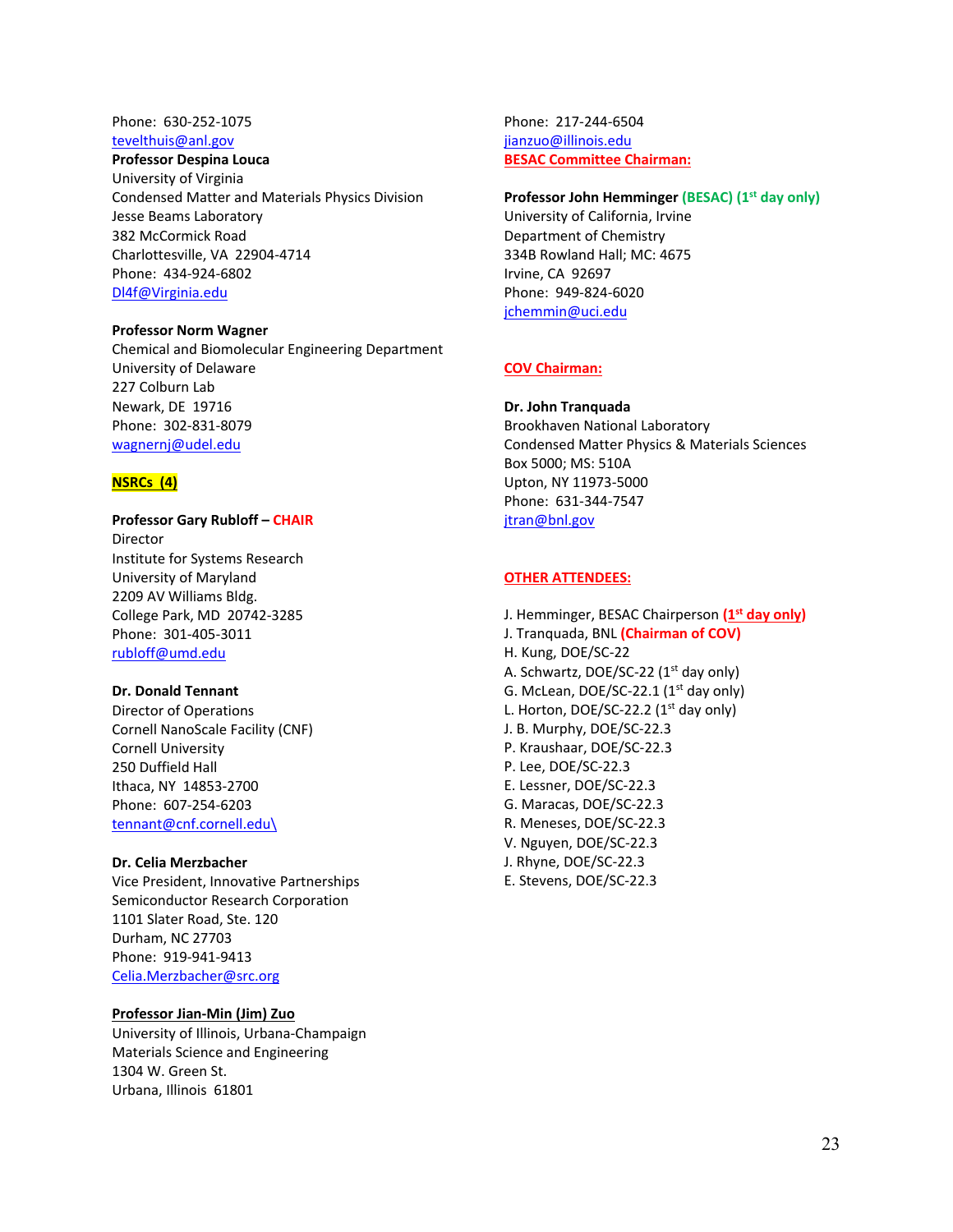Phone: 630-252-1075
tevelthuis@anl.gov

**Professor Despina Louca**
University of Virginia
Condensed Matter and Materials Physics Division
Jesse Beams Laboratory
382 McCormick Road
Charlottesville, VA 22904-4714
Phone: 434-924-6802
Dl4f@Virginia.edu

**Professor Norm Wagner**
Chemical and Biomolecular Engineering Department
University of Delaware
227 Colburn Lab
Newark, DE 19716
Phone: 302-831-8079
wagnernj@udel.edu

**NSRCs (4)**

**Professor Gary Rubloff – CHAIR**
Director
Institute for Systems Research
University of Maryland
2209 AV Williams Bldg.
College Park, MD 20742-3285
Phone: 301-405-3011
rubloff@umd.edu

**Dr. Donald Tennant**
Director of Operations
Cornell NanoScale Facility (CNF)
Cornell University
250 Duffield Hall
Ithaca, NY 14853-2700
Phone: 607-254-6203
tennant@cnf.cornell.edu\

**Dr. Celia Merzbacher**
Vice President, Innovative Partnerships
Semiconductor Research Corporation
1101 Slater Road, Ste. 120
Durham, NC 27703
Phone: 919-941-9413
Celia.Merzbacher@src.org

**Professor Jian-Min (Jim) Zuo**
University of Illinois, Urbana-Champaign
Materials Science and Engineering
1304 W. Green St.
Urbana, Illinois 61801
Phone: 217-244-6504
jianzuo@illinois.edu

**BESAC Committee Chairman:**

**Professor John Hemminger (BESAC) (1st day only)**
University of California, Irvine
Department of Chemistry
334B Rowland Hall; MC: 4675
Irvine, CA 92697
Phone: 949-824-6020
jchemmin@uci.edu

**COV Chairman:**

**Dr. John Tranquada**
Brookhaven National Laboratory
Condensed Matter Physics & Materials Sciences
Box 5000; MS: 510A
Upton, NY 11973-5000
Phone: 631-344-7547
jtran@bnl.gov

**OTHER ATTENDEES:**

J. Hemminger, BESAC Chairperson **(1st day only)**
J. Tranquada, BNL **(Chairman of COV)**
H. Kung, DOE/SC-22
A. Schwartz, DOE/SC-22 (1st day only)
G. McLean, DOE/SC-22.1 (1st day only)
L. Horton, DOE/SC-22.2 (1st day only)
J. B. Murphy, DOE/SC-22.3
P. Kraushaar, DOE/SC-22.3
P. Lee, DOE/SC-22.3
E. Lessner, DOE/SC-22.3
G. Maracas, DOE/SC-22.3
R. Meneses, DOE/SC-22.3
V. Nguyen, DOE/SC-22.3
J. Rhyne, DOE/SC-22.3
E. Stevens, DOE/SC-22.3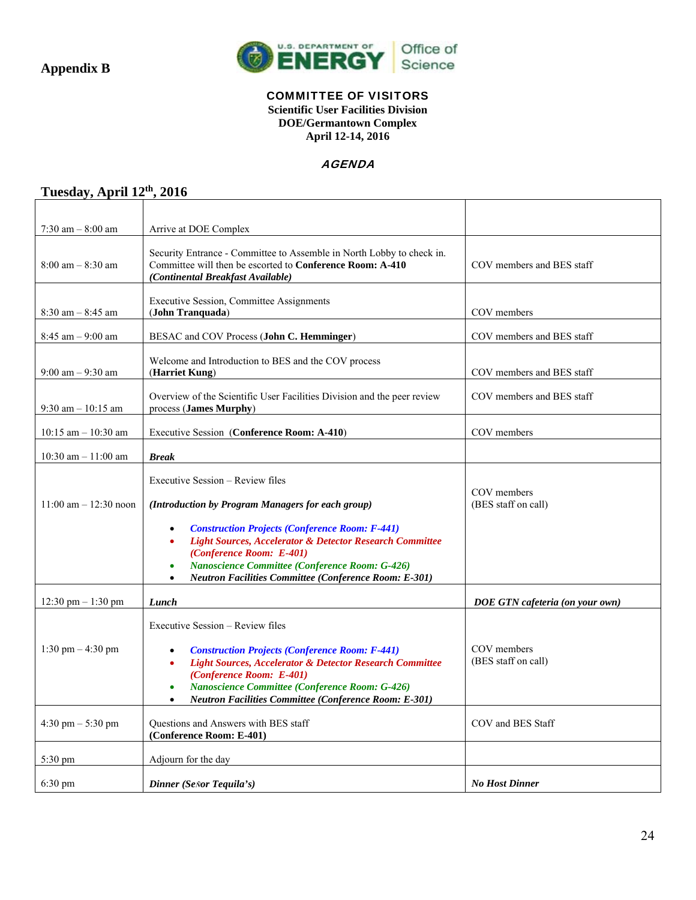**Appendix B**

U.S. DEPARTMENT OF ENERGY | Office of Science

**COMMITTEE OF VISITORS**
**Scientific User Facilities Division**
**DOE/Germantown Complex**
**April 12-14, 2016**

***AGENDA***

## Tuesday, April 12th, 2016

| | | |
|---|---|---|
| 7:30 am – 8:00 am | Arrive at DOE Complex | |
| 8:00 am – 8:30 am | Security Entrance - Committee to Assemble in North Lobby to check in. Committee will then be escorted to **Conference Room: A-410** ***(Continental Breakfast Available)*** | COV members and BES staff |
| 8:30 am – 8:45 am | Executive Session, Committee Assignments (**John Tranquada**) | COV members |
| 8:45 am – 9:00 am | BESAC and COV Process (**John C. Hemminger**) | COV members and BES staff |
| 9:00 am – 9:30 am | Welcome and Introduction to BES and the COV process (**Harriet Kung**) | COV members and BES staff |
| 9:30 am – 10:15 am | Overview of the Scientific User Facilities Division and the peer review process (**James Murphy**) | COV members and BES staff |
| 10:15 am – 10:30 am | Executive Session (**Conference Room: A-410**) | COV members |
| 10:30 am – 11:00 am | ***Break*** | |
| 11:00 am – 12:30 noon | Executive Session – Review files<br><br>***(Introduction by Program Managers for each group)***<br><br>• ***Construction Projects (Conference Room: F-441)***<br>• ***Light Sources, Accelerator & Detector Research Committee (Conference Room: E-401)***<br>• ***Nanoscience Committee (Conference Room: G-426)***<br>• ***Neutron Facilities Committee (Conference Room: E-301)*** | COV members<br>(BES staff on call) |
| 12:30 pm – 1:30 pm | ***Lunch*** | ***DOE GTN cafeteria (on your own)*** |
| 1:30 pm – 4:30 pm | Executive Session – Review files<br><br>• ***Construction Projects (Conference Room: F-441)***<br>• ***Light Sources, Accelerator & Detector Research Committee (Conference Room: E-401)***<br>• ***Nanoscience Committee (Conference Room: G-426)***<br>• ***Neutron Facilities Committee (Conference Room: E-301)*** | COV members<br>(BES staff on call) |
| 4:30 pm – 5:30 pm | Questions and Answers with BES staff<br>**(Conference Room: E-401)** | COV and BES Staff |
| 5:30 pm | Adjourn for the day | |
| 6:30 pm | ***Dinner (Señor Tequila's)*** | ***No Host Dinner*** |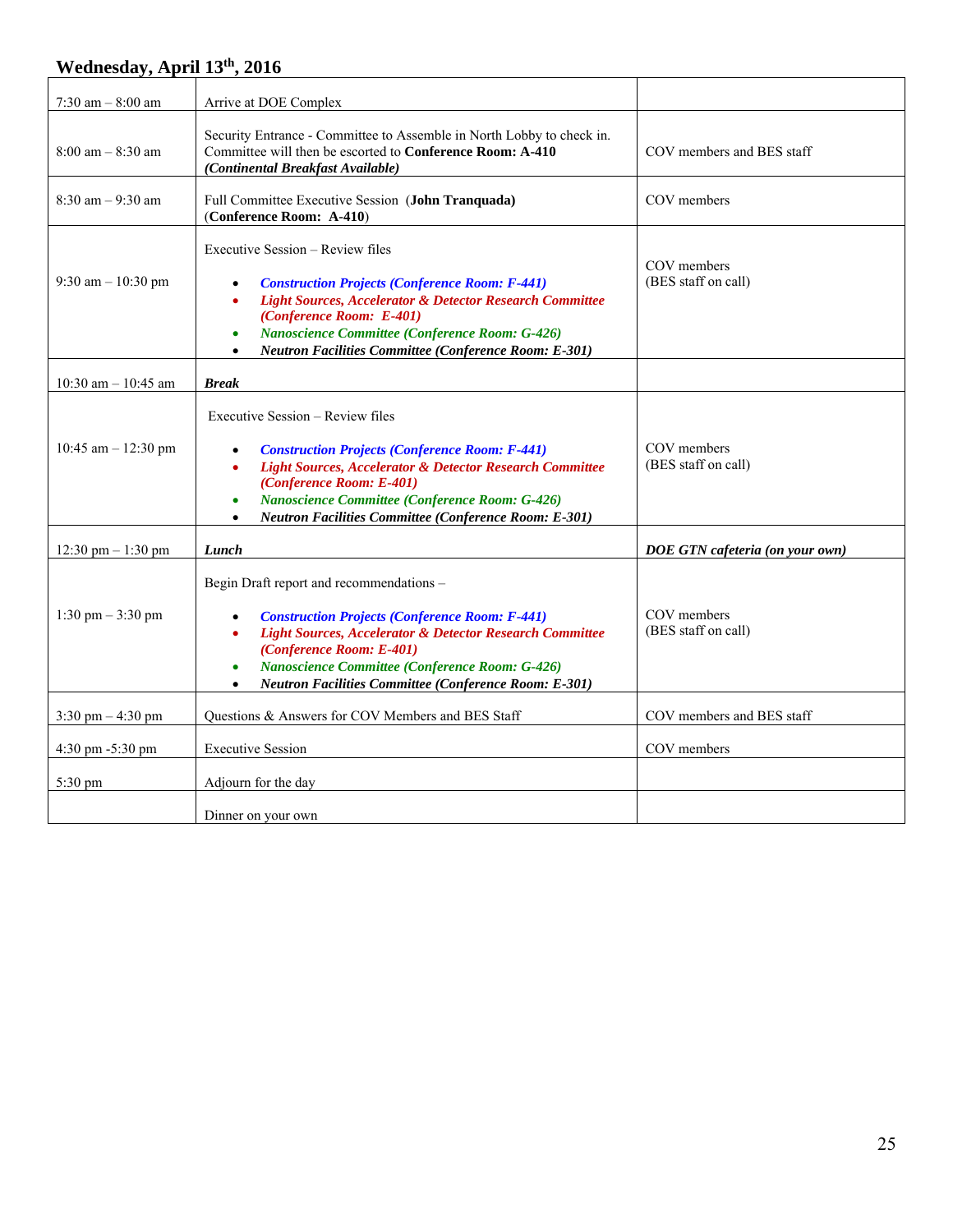### Wednesday, April 13th, 2016

| | | |
|---|---|---|
| 7:30 am – 8:00 am | Arrive at DOE Complex | |
| 8:00 am – 8:30 am | Security Entrance - Committee to Assemble in North Lobby to check in. Committee will then be escorted to **Conference Room: A-410** ***(Continental Breakfast Available)*** | COV members and BES staff |
| 8:30 am – 9:30 am | Full Committee Executive Session (**John Tranquada**) (**Conference Room: A-410**) | COV members |
| 9:30 am – 10:30 pm | Executive Session – Review files<br>• ***Construction Projects (Conference Room: F-441)***<br>• ***Light Sources, Accelerator & Detector Research Committee (Conference Room: E-401)***<br>• ***Nanoscience Committee (Conference Room: G-426)***<br>• ***Neutron Facilities Committee (Conference Room: E-301)*** | COV members (BES staff on call) |
| 10:30 am – 10:45 am | ***Break*** | |
| 10:45 am – 12:30 pm | Executive Session – Review files<br>• ***Construction Projects (Conference Room: F-441)***<br>• ***Light Sources, Accelerator & Detector Research Committee (Conference Room: E-401)***<br>• ***Nanoscience Committee (Conference Room: G-426)***<br>• ***Neutron Facilities Committee (Conference Room: E-301)*** | COV members (BES staff on call) |
| 12:30 pm – 1:30 pm | ***Lunch*** | ***DOE GTN cafeteria (on your own)*** |
| 1:30 pm – 3:30 pm | Begin Draft report and recommendations –<br>• ***Construction Projects (Conference Room: F-441)***<br>• ***Light Sources, Accelerator & Detector Research Committee (Conference Room: E-401)***<br>• ***Nanoscience Committee (Conference Room: G-426)***<br>• ***Neutron Facilities Committee (Conference Room: E-301)*** | COV members (BES staff on call) |
| 3:30 pm – 4:30 pm | Questions & Answers for COV Members and BES Staff | COV members and BES staff |
| 4:30 pm -5:30 pm | Executive Session | COV members |
| 5:30 pm | Adjourn for the day | |
| | Dinner on your own | |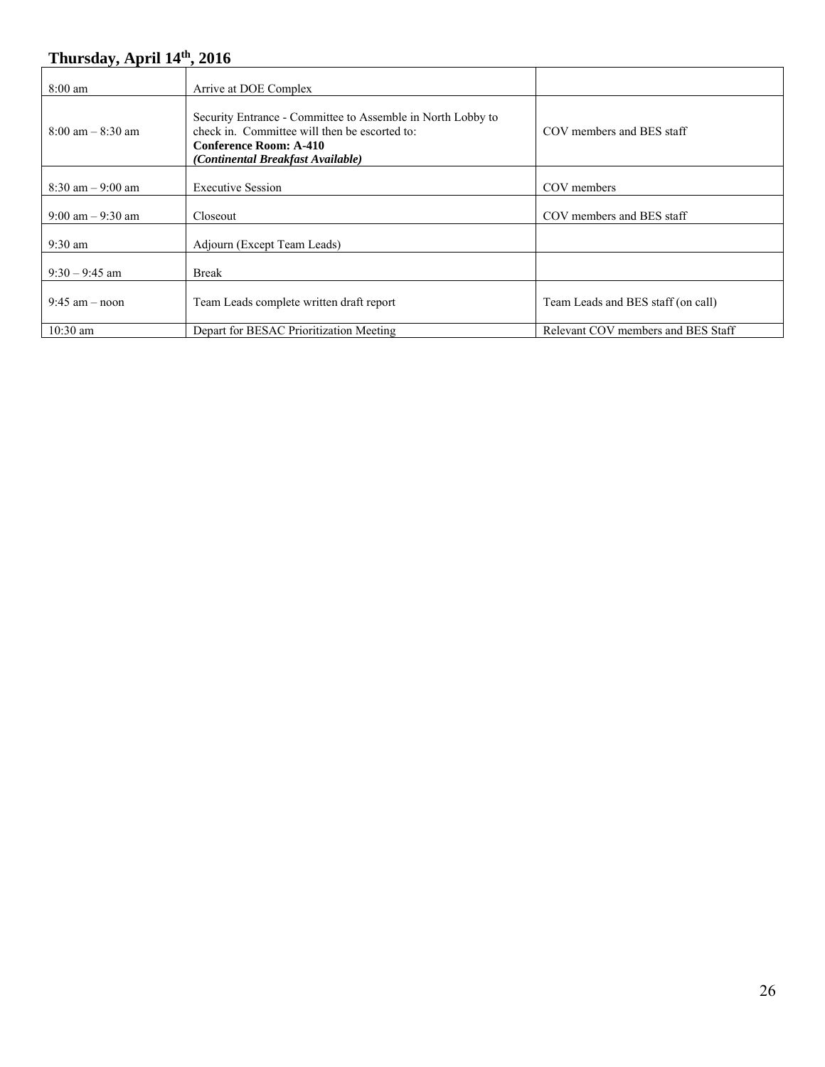## Thursday, April 14th, 2016

| | | |
|---|---|---|
| 8:00 am | Arrive at DOE Complex | |
| 8:00 am – 8:30 am | Security Entrance - Committee to Assemble in North Lobby to check in. Committee will then be escorted to: **Conference Room: A-410** ***(Continental Breakfast Available)*** | COV members and BES staff |
| 8:30 am – 9:00 am | Executive Session | COV members |
| 9:00 am – 9:30 am | Closeout | COV members and BES staff |
| 9:30 am | Adjourn (Except Team Leads) | |
| 9:30 – 9:45 am | Break | |
| 9:45 am – noon | Team Leads complete written draft report | Team Leads and BES staff (on call) |
| 10:30 am | Depart for BESAC Prioritization Meeting | Relevant COV members and BES Staff |